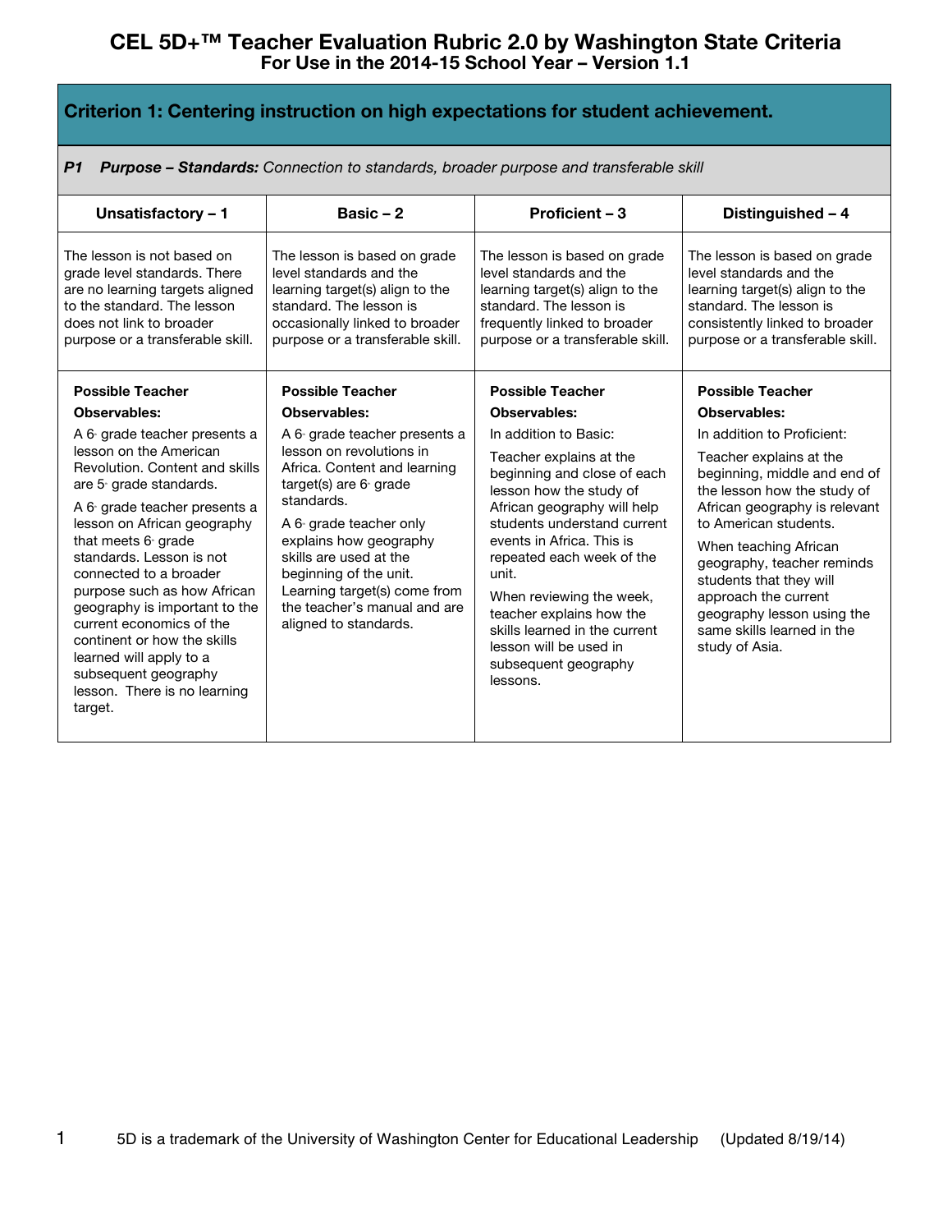# CEL 5D+™ Teacher Evaluation Rubric 2.0 by Washington State Criteria
## For Use in the 2014-15 School Year – Version 1.1

## Criterion 1: Centering instruction on high expectations for student achievement.

***P1 Purpose – Standards:*** *Connection to standards, broader purpose and transferable skill*

| Unsatisfactory – 1 | Basic – 2 | Proficient – 3 | Distinguished – 4 |
|---|---|---|---|
| The lesson is not based on grade level standards. There are no learning targets aligned to the standard. The lesson does not link to broader purpose or a transferable skill. | The lesson is based on grade level standards and the learning target(s) align to the standard. The lesson is occasionally linked to broader purpose or a transferable skill. | The lesson is based on grade level standards and the learning target(s) align to the standard. The lesson is frequently linked to broader purpose or a transferable skill. | The lesson is based on grade level standards and the learning target(s) align to the standard. The lesson is consistently linked to broader purpose or a transferable skill. |
| **Possible Teacher Observables:** A 6th grade teacher presents a lesson on the American Revolution. Content and skills are 5th grade standards. A 6th grade teacher presents a lesson on African geography that meets 6th grade standards. Lesson is not connected to a broader purpose such as how African geography is important to the current economics of the continent or how the skills learned will apply to a subsequent geography lesson. There is no learning target. | **Possible Teacher Observables:** A 6th grade teacher presents a lesson on revolutions in Africa. Content and learning target(s) are 6th grade standards. A 6th grade teacher only explains how geography skills are used at the beginning of the unit. Learning target(s) come from the teacher's manual and are aligned to standards. | **Possible Teacher Observables:** In addition to Basic: Teacher explains at the beginning and close of each lesson how the study of African geography will help students understand current events in Africa. This is repeated each week of the unit. When reviewing the week, teacher explains how the skills learned in the current lesson will be used in subsequent geography lessons. | **Possible Teacher Observables:** In addition to Proficient: Teacher explains at the beginning, middle and end of the lesson how the study of African geography is relevant to American students. When teaching African geography, teacher reminds students that they will approach the current geography lesson using the same skills learned in the study of Asia. |

5D is a trademark of the University of Washington Center for Educational Leadership (Updated 8/19/14)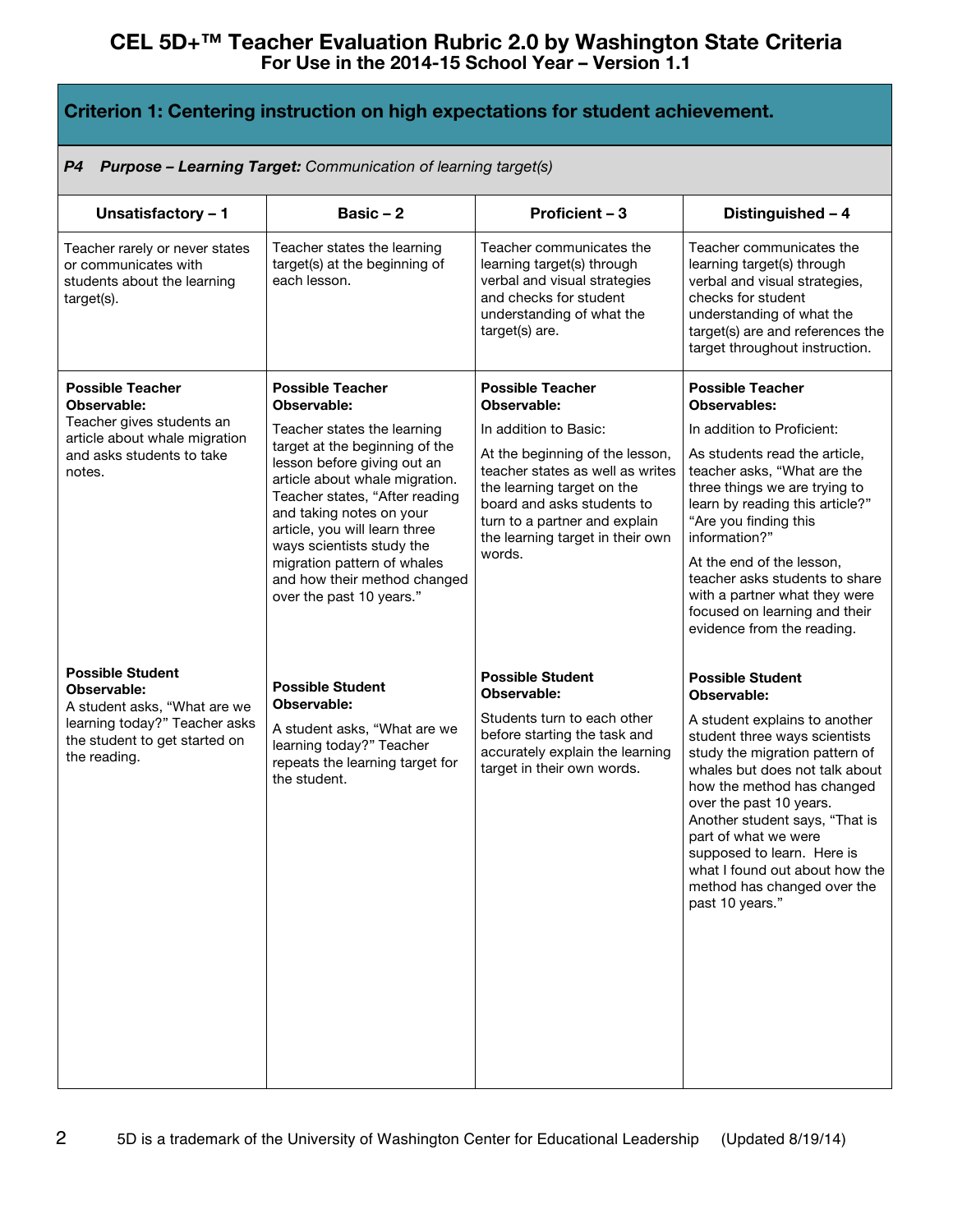# CEL 5D+™ Teacher Evaluation Rubric 2.0 by Washington State Criteria
## For Use in the 2014-15 School Year – Version 1.1

### Criterion 1: Centering instruction on high expectations for student achievement.

***P4 Purpose – Learning Target:*** *Communication of learning target(s)*

| Unsatisfactory – 1 | Basic – 2 | Proficient – 3 | Distinguished – 4 |
|---|---|---|---|
| Teacher rarely or never states or communicates with students about the learning target(s). | Teacher states the learning target(s) at the beginning of each lesson. | Teacher communicates the learning target(s) through verbal and visual strategies and checks for student understanding of what the target(s) are. | Teacher communicates the learning target(s) through verbal and visual strategies, checks for student understanding of what the target(s) are and references the target throughout instruction. |
| **Possible Teacher Observable:** Teacher gives students an article about whale migration and asks students to take notes. | **Possible Teacher Observable:** Teacher states the learning target at the beginning of the lesson before giving out an article about whale migration. Teacher states, "After reading and taking notes on your article, you will learn three ways scientists study the migration pattern of whales and how their method changed over the past 10 years." | **Possible Teacher Observable:** In addition to Basic: At the beginning of the lesson, teacher states as well as writes the learning target on the board and asks students to turn to a partner and explain the learning target in their own words. | **Possible Teacher Observables:** In addition to Proficient: As students read the article, teacher asks, "What are the three things we are trying to learn by reading this article?" "Are you finding this information?" At the end of the lesson, teacher asks students to share with a partner what they were focused on learning and their evidence from the reading. |
| **Possible Student Observable:** A student asks, "What are we learning today?" Teacher asks the student to get started on the reading. | **Possible Student Observable:** A student asks, "What are we learning today?" Teacher repeats the learning target for the student. | **Possible Student Observable:** Students turn to each other before starting the task and accurately explain the learning target in their own words. | **Possible Student Observable:** A student explains to another student three ways scientists study the migration pattern of whales but does not talk about how the method has changed over the past 10 years. Another student says, "That is part of what we were supposed to learn. Here is what I found out about how the method has changed over the past 10 years." |

5D is a trademark of the University of Washington Center for Educational Leadership (Updated 8/19/14)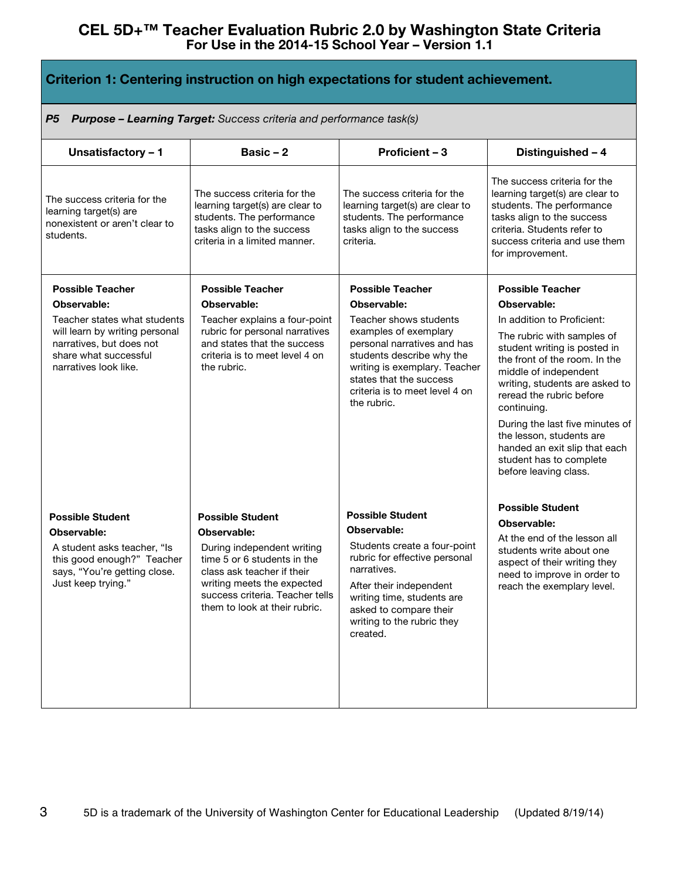# CEL 5D+™ Teacher Evaluation Rubric 2.0 by Washington State Criteria
## For Use in the 2014-15 School Year – Version 1.1

## Criterion 1: Centering instruction on high expectations for student achievement.

***P5 Purpose – Learning Target:*** *Success criteria and performance task(s)*

| Unsatisfactory – 1 | Basic – 2 | Proficient – 3 | Distinguished – 4 |
|---|---|---|---|
| The success criteria for the learning target(s) are nonexistent or aren't clear to students. | The success criteria for the learning target(s) are clear to students. The performance tasks align to the success criteria in a limited manner. | The success criteria for the learning target(s) are clear to students. The performance tasks align to the success criteria. | The success criteria for the learning target(s) are clear to students. The performance tasks align to the success criteria. Students refer to success criteria and use them for improvement. |
| **Possible Teacher Observable:** Teacher states what students will learn by writing personal narratives, but does not share what successful narratives look like. | **Possible Teacher Observable:** Teacher explains a four-point rubric for personal narratives and states that the success criteria is to meet level 4 on the rubric. | **Possible Teacher Observable:** Teacher shows students examples of exemplary personal narratives and has students describe why the writing is exemplary. Teacher states that the success criteria is to meet level 4 on the rubric. | **Possible Teacher Observable:** In addition to Proficient: The rubric with samples of student writing is posted in the front of the room. In the middle of independent writing, students are asked to reread the rubric before continuing. During the last five minutes of the lesson, students are handed an exit slip that each student has to complete before leaving class. |
| **Possible Student Observable:** A student asks teacher, "Is this good enough?" Teacher says, "You're getting close. Just keep trying." | **Possible Student Observable:** During independent writing time 5 or 6 students in the class ask teacher if their writing meets the expected success criteria. Teacher tells them to look at their rubric. | **Possible Student Observable:** Students create a four-point rubric for effective personal narratives. After their independent writing time, students are asked to compare their writing to the rubric they created. | **Possible Student Observable:** At the end of the lesson all students write about one aspect of their writing they need to improve in order to reach the exemplary level. |

5D is a trademark of the University of Washington Center for Educational Leadership (Updated 8/19/14)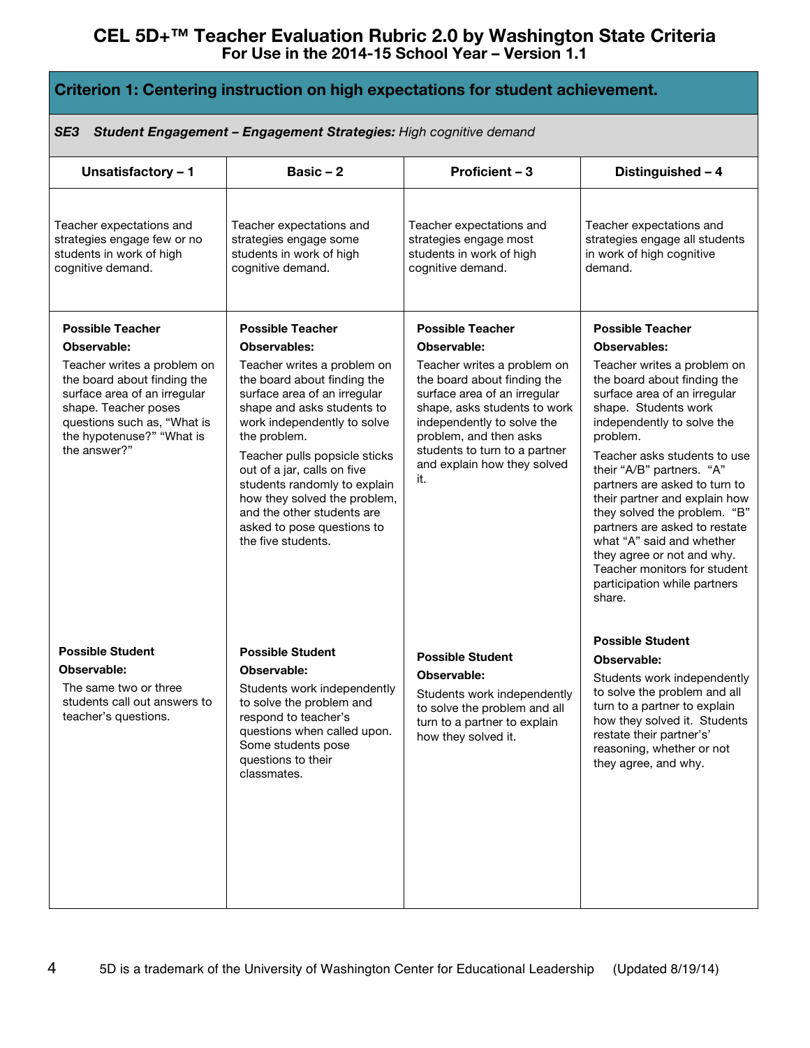# CEL 5D+™ Teacher Evaluation Rubric 2.0 by Washington State Criteria
## For Use in the 2014-15 School Year – Version 1.1

| Criterion 1: Centering instruction on high expectations for student achievement. | | | |
|---|---|---|---|
| ***SE3 Student Engagement – Engagement Strategies:*** *High cognitive demand* | | | |
| **Unsatisfactory – 1** | **Basic – 2** | **Proficient – 3** | **Distinguished – 4** |
| Teacher expectations and strategies engage few or no students in work of high cognitive demand. | Teacher expectations and strategies engage some students in work of high cognitive demand. | Teacher expectations and strategies engage most students in work of high cognitive demand. | Teacher expectations and strategies engage all students in work of high cognitive demand. |
| **Possible Teacher Observable:**<br>Teacher writes a problem on the board about finding the surface area of an irregular shape. Teacher poses questions such as, "What is the hypotenuse?" "What is the answer?" | **Possible Teacher Observables:**<br>Teacher writes a problem on the board about finding the surface area of an irregular shape and asks students to work independently to solve the problem.<br>Teacher pulls popsicle sticks out of a jar, calls on five students randomly to explain how they solved the problem, and the other students are asked to pose questions to the five students. | **Possible Teacher Observable:**<br>Teacher writes a problem on the board about finding the surface area of an irregular shape, asks students to work independently to solve the problem, and then asks students to turn to a partner and explain how they solved it. | **Possible Teacher Observables:**<br>Teacher writes a problem on the board about finding the surface area of an irregular shape. Students work independently to solve the problem.<br>Teacher asks students to use their "A/B" partners. "A" partners are asked to turn to their partner and explain how they solved the problem. "B" partners are asked to restate what "A" said and whether they agree or not and why. Teacher monitors for student participation while partners share. |
| **Possible Student Observable:**<br>The same two or three students call out answers to teacher's questions. | **Possible Student Observable:**<br>Students work independently to solve the problem and respond to teacher's questions when called upon. Some students pose questions to their classmates. | **Possible Student Observable:**<br>Students work independently to solve the problem and all turn to a partner to explain how they solved it. | **Possible Student Observable:**<br>Students work independently to solve the problem and all turn to a partner to explain how they solved it. Students restate their partner's' reasoning, whether or not they agree, and why. |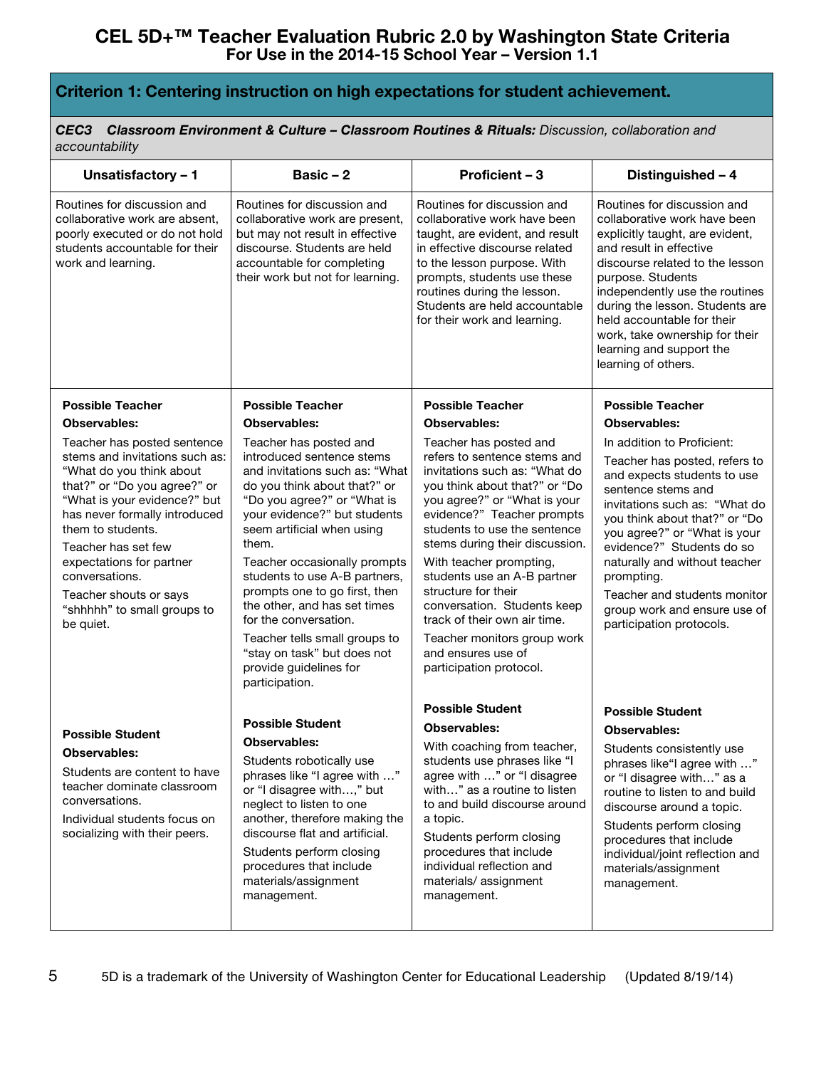# CEL 5D+™ Teacher Evaluation Rubric 2.0 by Washington State Criteria
**For Use in the 2014-15 School Year – Version 1.1**

## Criterion 1: Centering instruction on high expectations for student achievement.

***CEC3 Classroom Environment & Culture – Classroom Routines & Rituals:*** *Discussion, collaboration and accountability*

| Unsatisfactory – 1 | Basic – 2 | Proficient – 3 | Distinguished – 4 |
|---|---|---|---|
| Routines for discussion and collaborative work are absent, poorly executed or do not hold students accountable for their work and learning. | Routines for discussion and collaborative work are present, but may not result in effective discourse. Students are held accountable for completing their work but not for learning. | Routines for discussion and collaborative work have been taught, are evident, and result in effective discourse related to the lesson purpose. With prompts, students use these routines during the lesson. Students are held accountable for their work and learning. | Routines for discussion and collaborative work have been explicitly taught, are evident, and result in effective discourse related to the lesson purpose. Students independently use the routines during the lesson. Students are held accountable for their work, take ownership for their learning and support the learning of others. |
| **Possible Teacher Observables:**<br>Teacher has posted sentence stems and invitations such as: "What do you think about that?" or "Do you agree?" or "What is your evidence?" but has never formally introduced them to students.<br>Teacher has set few expectations for partner conversations.<br>Teacher shouts or says "shhhhh" to small groups to be quiet. | **Possible Teacher Observables:**<br>Teacher has posted and introduced sentence stems and invitations such as: "What do you think about that?" or "Do you agree?" or "What is your evidence?" but students seem artificial when using them.<br>Teacher occasionally prompts students to use A-B partners, prompts one to go first, then the other, and has set times for the conversation.<br>Teacher tells small groups to "stay on task" but does not provide guidelines for participation. | **Possible Teacher Observables:**<br>Teacher has posted and refers to sentence stems and invitations such as: "What do you think about that?" or "Do you agree?" or "What is your evidence?" Teacher prompts students to use the sentence stems during their discussion.<br>With teacher prompting, students use an A-B partner structure for their conversation. Students keep track of their own air time.<br>Teacher monitors group work and ensures use of participation protocol. | **Possible Teacher Observables:**<br>In addition to Proficient:<br>Teacher has posted, refers to and expects students to use sentence stems and invitations such as: "What do you think about that?" or "Do you agree?" or "What is your evidence?" Students do so naturally and without teacher prompting.<br>Teacher and students monitor group work and ensure use of participation protocols. |
| **Possible Student Observables:**<br>Students are content to have teacher dominate classroom conversations.<br>Individual students focus on socializing with their peers. | **Possible Student Observables:**<br>Students robotically use phrases like "I agree with …" or "I disagree with…," but neglect to listen to one another, therefore making the discourse flat and artificial.<br>Students perform closing procedures that include materials/assignment management. | **Possible Student Observables:**<br>With coaching from teacher, students use phrases like "I agree with …" or "I disagree with…" as a routine to listen to and build discourse around a topic.<br>Students perform closing procedures that include individual reflection and materials/ assignment management. | **Possible Student Observables:**<br>Students consistently use phrases like"I agree with …" or "I disagree with…" as a routine to listen to and build discourse around a topic.<br>Students perform closing procedures that include individual/joint reflection and materials/assignment management. |

5D is a trademark of the University of Washington Center for Educational Leadership (Updated 8/19/14)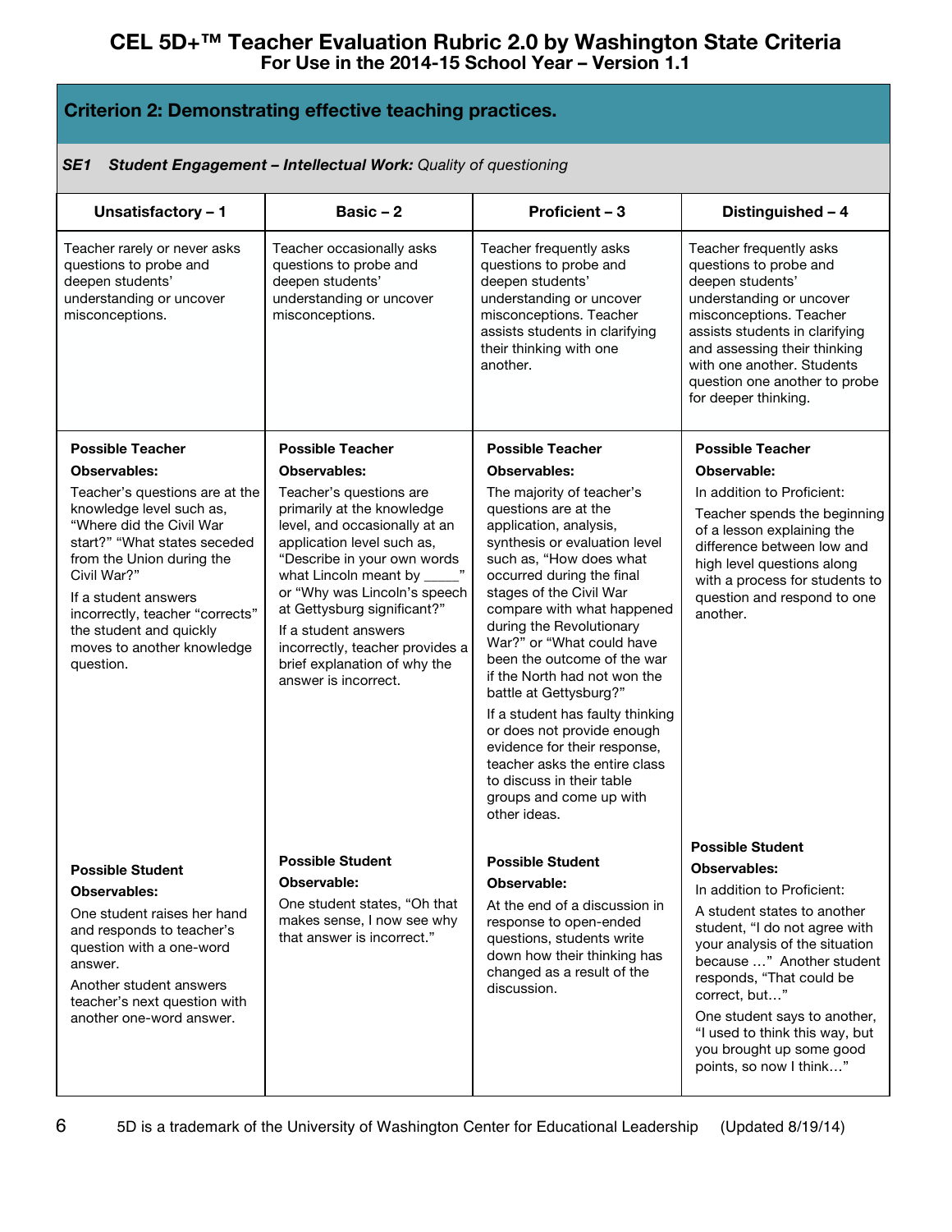# CEL 5D+™ Teacher Evaluation Rubric 2.0 by Washington State Criteria
## For Use in the 2014-15 School Year – Version 1.1

## Criterion 2: Demonstrating effective teaching practices.

***SE1 Student Engagement – Intellectual Work:*** *Quality of questioning*

| Unsatisfactory – 1 | Basic – 2 | Proficient – 3 | Distinguished – 4 |
|---|---|---|---|
| Teacher rarely or never asks questions to probe and deepen students' understanding or uncover misconceptions. | Teacher occasionally asks questions to probe and deepen students' understanding or uncover misconceptions. | Teacher frequently asks questions to probe and deepen students' understanding or uncover misconceptions. Teacher assists students in clarifying their thinking with one another. | Teacher frequently asks questions to probe and deepen students' understanding or uncover misconceptions. Teacher assists students in clarifying and assessing their thinking with one another. Students question one another to probe for deeper thinking. |
| **Possible Teacher Observables:**<br>Teacher's questions are at the knowledge level such as, "Where did the Civil War start?" "What states seceded from the Union during the Civil War?"<br>If a student answers incorrectly, teacher "corrects" the student and quickly moves to another knowledge question.<br><br>**Possible Student Observables:**<br>One student raises her hand and responds to teacher's question with a one-word answer.<br>Another student answers teacher's next question with another one-word answer. | **Possible Teacher Observables:**<br>Teacher's questions are primarily at the knowledge level, and occasionally at an application level such as, "Describe in your own words what Lincoln meant by _____" or "Why was Lincoln's speech at Gettysburg significant?"<br>If a student answers incorrectly, teacher provides a brief explanation of why the answer is incorrect.<br><br>**Possible Student Observable:**<br>One student states, "Oh that makes sense, I now see why that answer is incorrect." | **Possible Teacher Observables:**<br>The majority of teacher's questions are at the application, analysis, synthesis or evaluation level such as, "How does what occurred during the final stages of the Civil War compare with what happened during the Revolutionary War?" or "What could have been the outcome of the war if the North had not won the battle at Gettysburg?"<br>If a student has faulty thinking or does not provide enough evidence for their response, teacher asks the entire class to discuss in their table groups and come up with other ideas.<br><br>**Possible Student Observable:**<br>At the end of a discussion in response to open-ended questions, students write down how their thinking has changed as a result of the discussion. | **Possible Teacher Observable:**<br>In addition to Proficient:<br>Teacher spends the beginning of a lesson explaining the difference between low and high level questions along with a process for students to question and respond to one another.<br><br>**Possible Student Observables:**<br>In addition to Proficient:<br>A student states to another student, "I do not agree with your analysis of the situation because …" Another student responds, "That could be correct, but…"<br>One student says to another, "I used to think this way, but you brought up some good points, so now I think…" |

5D is a trademark of the University of Washington Center for Educational Leadership (Updated 8/19/14)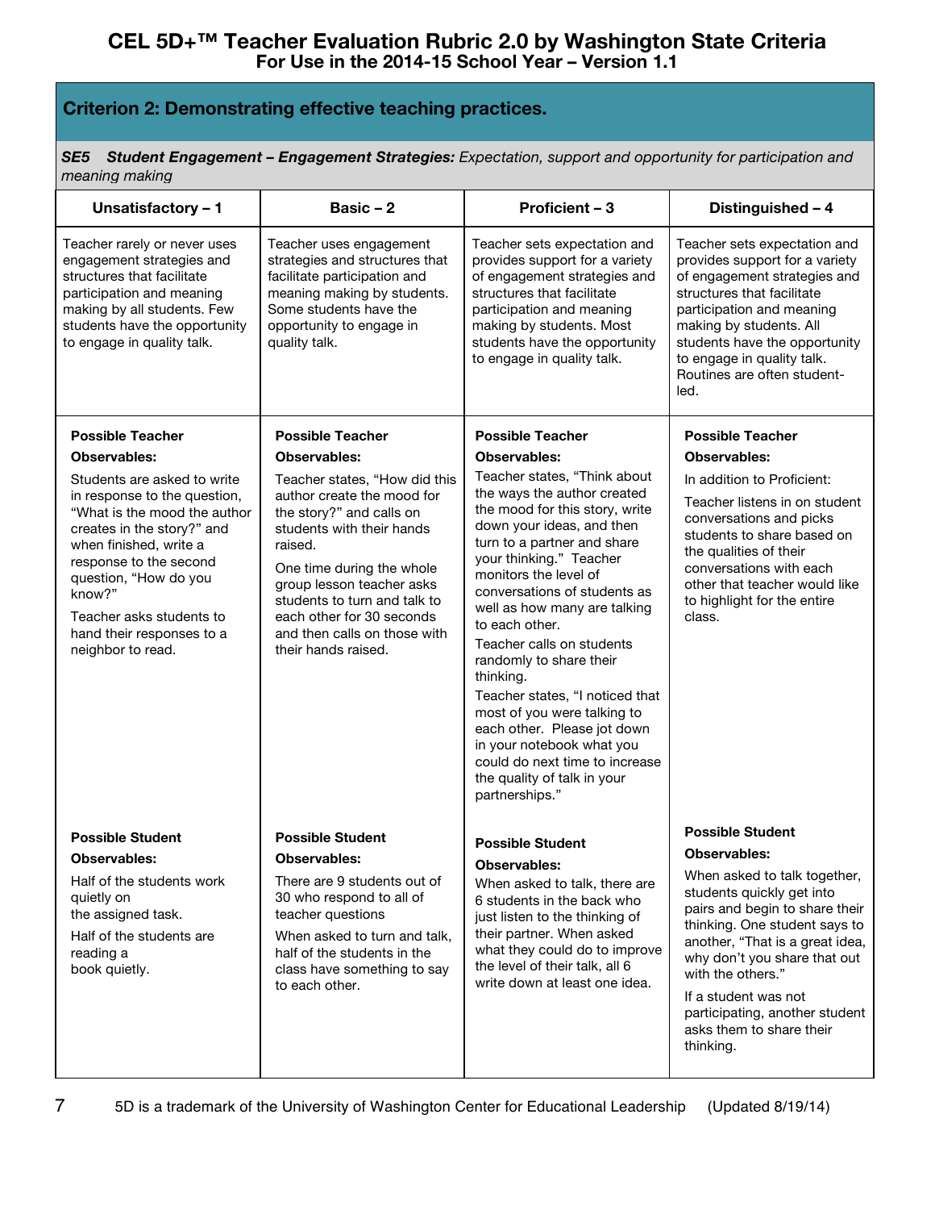# CEL 5D+™ Teacher Evaluation Rubric 2.0 by Washington State Criteria
## For Use in the 2014-15 School Year – Version 1.1

## Criterion 2: Demonstrating effective teaching practices.

***SE5 Student Engagement – Engagement Strategies:*** *Expectation, support and opportunity for participation and meaning making*

| Unsatisfactory – 1 | Basic – 2 | Proficient – 3 | Distinguished – 4 |
|---|---|---|---|
| Teacher rarely or never uses engagement strategies and structures that facilitate participation and meaning making by all students. Few students have the opportunity to engage in quality talk. | Teacher uses engagement strategies and structures that facilitate participation and meaning making by students. Some students have the opportunity to engage in quality talk. | Teacher sets expectation and provides support for a variety of engagement strategies and structures that facilitate participation and meaning making by students. Most students have the opportunity to engage in quality talk. | Teacher sets expectation and provides support for a variety of engagement strategies and structures that facilitate participation and meaning making by students. All students have the opportunity to engage in quality talk. Routines are often student-led. |
| **Possible Teacher Observables:** Students are asked to write in response to the question, "What is the mood the author creates in the story?" and when finished, write a response to the second question, "How do you know?" Teacher asks students to hand their responses to a neighbor to read. | **Possible Teacher Observables:** Teacher states, "How did this author create the mood for the story?" and calls on students with their hands raised. One time during the whole group lesson teacher asks students to turn and talk to each other for 30 seconds and then calls on those with their hands raised. | **Possible Teacher Observables:** Teacher states, "Think about the ways the author created the mood for this story, write down your ideas, and then turn to a partner and share your thinking." Teacher monitors the level of conversations of students as well as how many are talking to each other. Teacher calls on students randomly to share their thinking. Teacher states, "I noticed that most of you were talking to each other. Please jot down in your notebook what you could do next time to increase the quality of talk in your partnerships." | **Possible Teacher Observables:** In addition to Proficient: Teacher listens in on student conversations and picks students to share based on the qualities of their conversations with each other that teacher would like to highlight for the entire class. |
| **Possible Student Observables:** Half of the students work quietly on the assigned task. Half of the students are reading a book quietly. | **Possible Student Observables:** There are 9 students out of 30 who respond to all of teacher questions When asked to turn and talk, half of the students in the class have something to say to each other. | **Possible Student Observables:** When asked to talk, there are 6 students in the back who just listen to the thinking of their partner. When asked what they could do to improve the level of their talk, all 6 write down at least one idea. | **Possible Student Observables:** When asked to talk together, students quickly get into pairs and begin to share their thinking. One student says to another, "That is a great idea, why don't you share that out with the others." If a student was not participating, another student asks them to share their thinking. |

5D is a trademark of the University of Washington Center for Educational Leadership (Updated 8/19/14)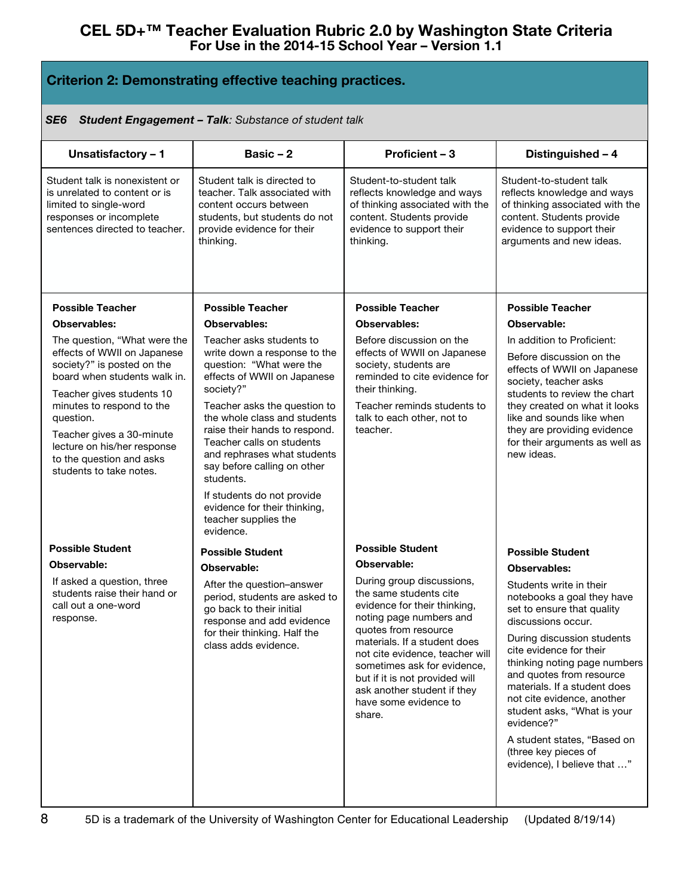# CEL 5D+™ Teacher Evaluation Rubric 2.0 by Washington State Criteria
## For Use in the 2014-15 School Year – Version 1.1

## Criterion 2: Demonstrating effective teaching practices.

***SE6 Student Engagement – Talk**: Substance of student talk*

| Unsatisfactory – 1 | Basic – 2 | Proficient – 3 | Distinguished – 4 |
|---|---|---|---|
| Student talk is nonexistent or is unrelated to content or is limited to single-word responses or incomplete sentences directed to teacher. | Student talk is directed to teacher. Talk associated with content occurs between students, but students do not provide evidence for their thinking. | Student-to-student talk reflects knowledge and ways of thinking associated with the content. Students provide evidence to support their thinking. | Student-to-student talk reflects knowledge and ways of thinking associated with the content. Students provide evidence to support their arguments and new ideas. |
| **Possible Teacher Observables:**<br>The question, "What were the effects of WWII on Japanese society?" is posted on the board when students walk in.<br>Teacher gives students 10 minutes to respond to the question.<br>Teacher gives a 30-minute lecture on his/her response to the question and asks students to take notes. | **Possible Teacher Observables:**<br>Teacher asks students to write down a response to the question: "What were the effects of WWII on Japanese society?"<br>Teacher asks the question to the whole class and students raise their hands to respond. Teacher calls on students and rephrases what students say before calling on other students.<br>If students do not provide evidence for their thinking, teacher supplies the evidence. | **Possible Teacher Observables:**<br>Before discussion on the effects of WWII on Japanese society, students are reminded to cite evidence for their thinking.<br>Teacher reminds students to talk to each other, not to teacher. | **Possible Teacher Observable:**<br>In addition to Proficient:<br>Before discussion on the effects of WWII on Japanese society, teacher asks students to review the chart they created on what it looks like and sounds like when they are providing evidence for their arguments as well as new ideas. |
| **Possible Student Observable:**<br>If asked a question, three students raise their hand or call out a one-word response. | **Possible Student Observable:**<br>After the question–answer period, students are asked to go back to their initial response and add evidence for their thinking. Half the class adds evidence. | **Possible Student Observable:**<br>During group discussions, the same students cite evidence for their thinking, noting page numbers and quotes from resource materials. If a student does not cite evidence, teacher will sometimes ask for evidence, but if it is not provided will ask another student if they have some evidence to share. | **Possible Student Observables:**<br>Students write in their notebooks a goal they have set to ensure that quality discussions occur.<br>During discussion students cite evidence for their thinking noting page numbers and quotes from resource materials. If a student does not cite evidence, another student asks, "What is your evidence?"<br>A student states, "Based on (three key pieces of evidence), I believe that …" |

5D is a trademark of the University of Washington Center for Educational Leadership (Updated 8/19/14)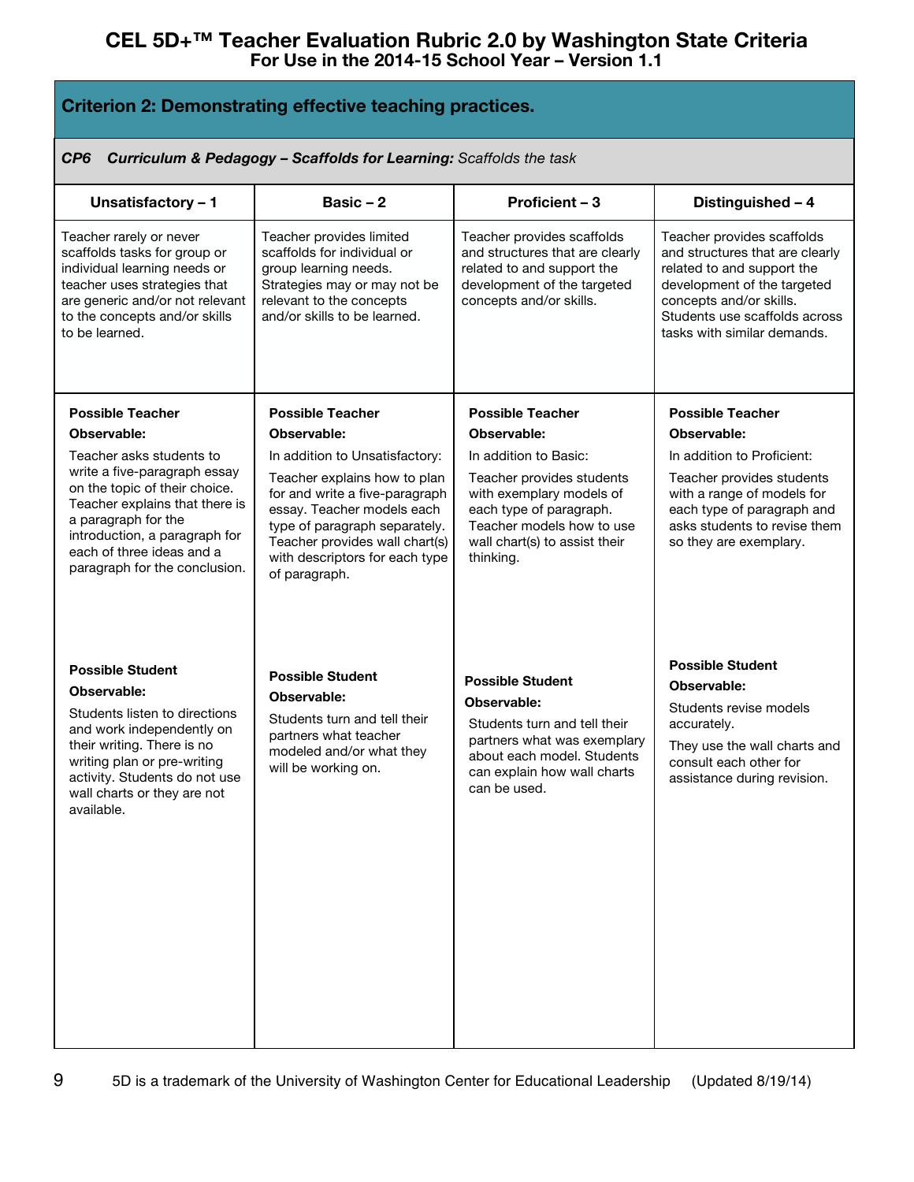# CEL 5D+™ Teacher Evaluation Rubric 2.0 by Washington State Criteria
## For Use in the 2014-15 School Year – Version 1.1

### Criterion 2: Demonstrating effective teaching practices.

***CP6 Curriculum & Pedagogy – Scaffolds for Learning:*** *Scaffolds the task*

| Unsatisfactory – 1 | Basic – 2 | Proficient – 3 | Distinguished – 4 |
|---|---|---|---|
| Teacher rarely or never scaffolds tasks for group or individual learning needs or teacher uses strategies that are generic and/or not relevant to the concepts and/or skills to be learned. | Teacher provides limited scaffolds for individual or group learning needs. Strategies may or may not be relevant to the concepts and/or skills to be learned. | Teacher provides scaffolds and structures that are clearly related to and support the development of the targeted concepts and/or skills. | Teacher provides scaffolds and structures that are clearly related to and support the development of the targeted concepts and/or skills. Students use scaffolds across tasks with similar demands. |
| **Possible Teacher Observable:**<br>Teacher asks students to write a five-paragraph essay on the topic of their choice. Teacher explains that there is a paragraph for the introduction, a paragraph for each of three ideas and a paragraph for the conclusion. | **Possible Teacher Observable:**<br>In addition to Unsatisfactory:<br>Teacher explains how to plan for and write a five-paragraph essay. Teacher models each type of paragraph separately. Teacher provides wall chart(s) with descriptors for each type of paragraph. | **Possible Teacher Observable:**<br>In addition to Basic:<br>Teacher provides students with exemplary models of each type of paragraph. Teacher models how to use wall chart(s) to assist their thinking. | **Possible Teacher Observable:**<br>In addition to Proficient:<br>Teacher provides students with a range of models for each type of paragraph and asks students to revise them so they are exemplary. |
| **Possible Student Observable:**<br>Students listen to directions and work independently on their writing. There is no writing plan or pre-writing activity. Students do not use wall charts or they are not available. | **Possible Student Observable:**<br>Students turn and tell their partners what teacher modeled and/or what they will be working on. | **Possible Student Observable:**<br>Students turn and tell their partners what was exemplary about each model. Students can explain how wall charts can be used. | **Possible Student Observable:**<br>Students revise models accurately.<br>They use the wall charts and consult each other for assistance during revision. |

5D is a trademark of the University of Washington Center for Educational Leadership (Updated 8/19/14)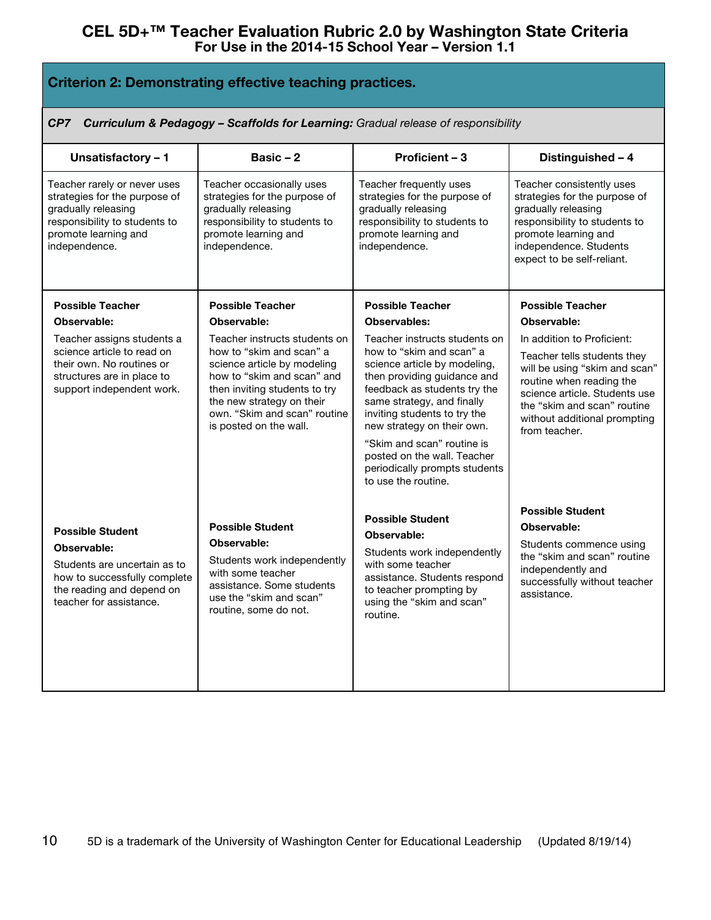# CEL 5D+™ Teacher Evaluation Rubric 2.0 by Washington State Criteria
## For Use in the 2014-15 School Year – Version 1.1

### Criterion 2: Demonstrating effective teaching practices.

***CP7 Curriculum & Pedagogy – Scaffolds for Learning:*** *Gradual release of responsibility*

| Unsatisfactory – 1 | Basic – 2 | Proficient – 3 | Distinguished – 4 |
|---|---|---|---|
| Teacher rarely or never uses strategies for the purpose of gradually releasing responsibility to students to promote learning and independence. | Teacher occasionally uses strategies for the purpose of gradually releasing responsibility to students to promote learning and independence. | Teacher frequently uses strategies for the purpose of gradually releasing responsibility to students to promote learning and independence. | Teacher consistently uses strategies for the purpose of gradually releasing responsibility to students to promote learning and independence. Students expect to be self-reliant. |
| **Possible Teacher Observable:** Teacher assigns students a science article to read on their own. No routines or structures are in place to support independent work. | **Possible Teacher Observable:** Teacher instructs students on how to "skim and scan" a science article by modeling how to "skim and scan" and then inviting students to try the new strategy on their own. "Skim and scan" routine is posted on the wall. | **Possible Teacher Observables:** Teacher instructs students on how to "skim and scan" a science article by modeling, then providing guidance and feedback as students try the same strategy, and finally inviting students to try the new strategy on their own. "Skim and scan" routine is posted on the wall. Teacher periodically prompts students to use the routine. | **Possible Teacher Observable:** In addition to Proficient: Teacher tells students they will be using "skim and scan" routine when reading the science article. Students use the "skim and scan" routine without additional prompting from teacher. |
| **Possible Student Observable:** Students are uncertain as to how to successfully complete the reading and depend on teacher for assistance. | **Possible Student Observable:** Students work independently with some teacher assistance. Some students use the "skim and scan" routine, some do not. | **Possible Student Observable:** Students work independently with some teacher assistance. Students respond to teacher prompting by using the "skim and scan" routine. | **Possible Student Observable:** Students commence using the "skim and scan" routine independently and successfully without teacher assistance. |

5D is a trademark of the University of Washington Center for Educational Leadership (Updated 8/19/14)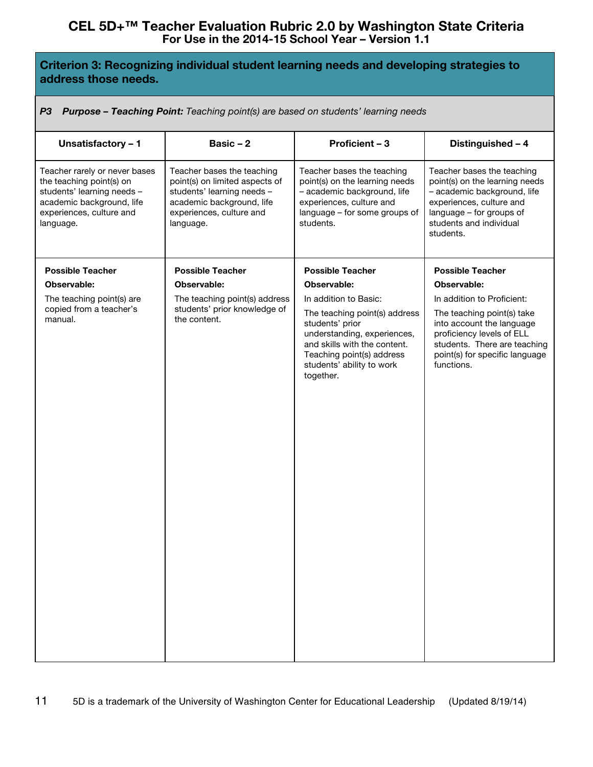# CEL 5D+™ Teacher Evaluation Rubric 2.0 by Washington State Criteria
## For Use in the 2014-15 School Year – Version 1.1

### Criterion 3: Recognizing individual student learning needs and developing strategies to address those needs.

***P3 Purpose – Teaching Point:*** *Teaching point(s) are based on students' learning needs*

| Unsatisfactory – 1 | Basic – 2 | Proficient – 3 | Distinguished – 4 |
|---|---|---|---|
| Teacher rarely or never bases the teaching point(s) on students' learning needs – academic background, life experiences, culture and language. | Teacher bases the teaching point(s) on limited aspects of students' learning needs – academic background, life experiences, culture and language. | Teacher bases the teaching point(s) on the learning needs – academic background, life experiences, culture and language – for some groups of students. | Teacher bases the teaching point(s) on the learning needs – academic background, life experiences, culture and language – for groups of students and individual students. |
| **Possible Teacher Observable:** The teaching point(s) are copied from a teacher's manual. | **Possible Teacher Observable:** The teaching point(s) address students' prior knowledge of the content. | **Possible Teacher Observable:** In addition to Basic: The teaching point(s) address students' prior understanding, experiences, and skills with the content. Teaching point(s) address students' ability to work together. | **Possible Teacher Observable:** In addition to Proficient: The teaching point(s) take into account the language proficiency levels of ELL students. There are teaching point(s) for specific language functions. |

5D is a trademark of the University of Washington Center for Educational Leadership (Updated 8/19/14)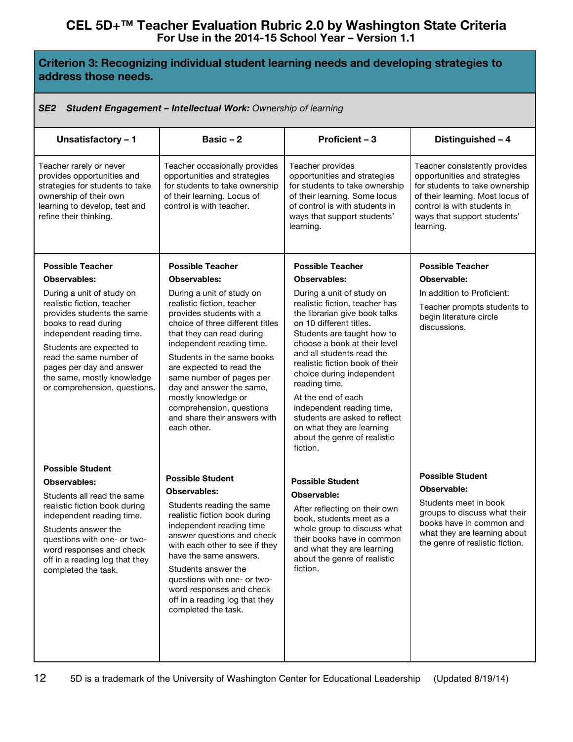# CEL 5D+™ Teacher Evaluation Rubric 2.0 by Washington State Criteria
## For Use in the 2014-15 School Year – Version 1.1

## Criterion 3: Recognizing individual student learning needs and developing strategies to address those needs.

***SE2 Student Engagement – Intellectual Work:*** *Ownership of learning*

| Unsatisfactory – 1 | Basic – 2 | Proficient – 3 | Distinguished – 4 |
|---|---|---|---|
| Teacher rarely or never provides opportunities and strategies for students to take ownership of their own learning to develop, test and refine their thinking. | Teacher occasionally provides opportunities and strategies for students to take ownership of their learning. Locus of control is with teacher. | Teacher provides opportunities and strategies for students to take ownership of their learning. Some locus of control is with students in ways that support students' learning. | Teacher consistently provides opportunities and strategies for students to take ownership of their learning. Most locus of control is with students in ways that support students' learning. |
| **Possible Teacher Observables:**<br><br>During a unit of study on realistic fiction, teacher provides students the same books to read during independent reading time.<br><br>Students are expected to read the same number of pages per day and answer the same, mostly knowledge or comprehension, questions. | **Possible Teacher Observables:**<br><br>During a unit of study on realistic fiction, teacher provides students with a choice of three different titles that they can read during independent reading time.<br><br>Students in the same books are expected to read the same number of pages per day and answer the same, mostly knowledge or comprehension, questions and share their answers with each other. | **Possible Teacher Observables:**<br><br>During a unit of study on realistic fiction, teacher has the librarian give book talks on 10 different titles. Students are taught how to choose a book at their level and all students read the realistic fiction book of their choice during independent reading time.<br><br>At the end of each independent reading time, students are asked to reflect on what they are learning about the genre of realistic fiction. | **Possible Teacher Observable:**<br><br>In addition to Proficient:<br><br>Teacher prompts students to begin literature circle discussions. |
| **Possible Student Observables:**<br><br>Students all read the same realistic fiction book during independent reading time.<br><br>Students answer the questions with one- or two-word responses and check off in a reading log that they completed the task. | **Possible Student Observables:**<br><br>Students reading the same realistic fiction book during independent reading time answer questions and check with each other to see if they have the same answers.<br><br>Students answer the questions with one- or two-word responses and check off in a reading log that they completed the task. | **Possible Student Observable:**<br><br>After reflecting on their own book, students meet as a whole group to discuss what their books have in common and what they are learning about the genre of realistic fiction. | **Possible Student Observable:**<br><br>Students meet in book groups to discuss what their books have in common and what they are learning about the genre of realistic fiction. |

5D is a trademark of the University of Washington Center for Educational Leadership (Updated 8/19/14)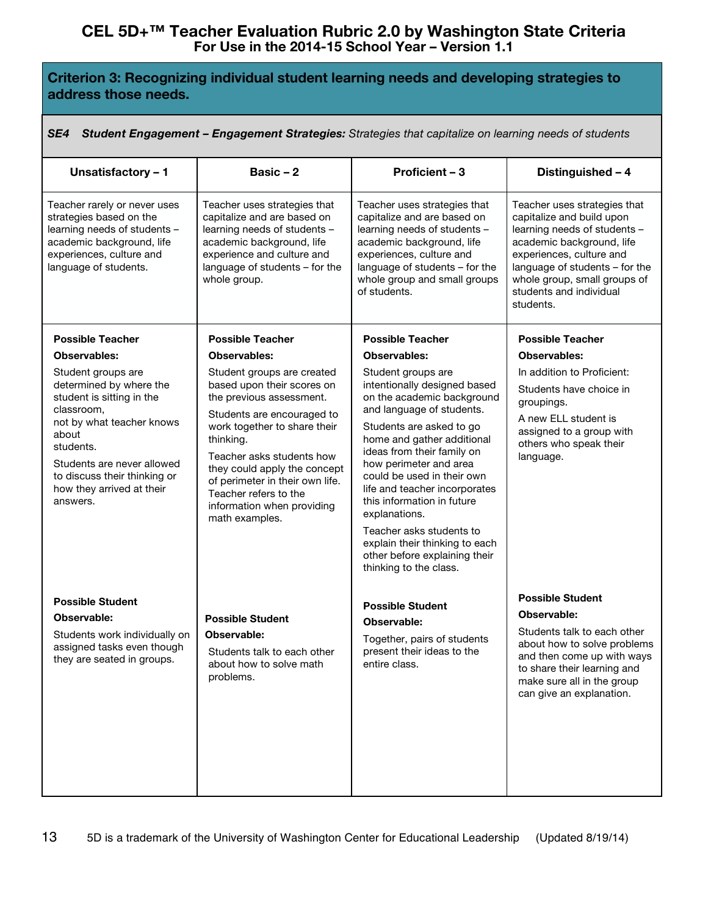# CEL 5D+™ Teacher Evaluation Rubric 2.0 by Washington State Criteria
## For Use in the 2014-15 School Year – Version 1.1

### Criterion 3: Recognizing individual student learning needs and developing strategies to address those needs.

***SE4 Student Engagement – Engagement Strategies:*** *Strategies that capitalize on learning needs of students*

| Unsatisfactory – 1 | Basic – 2 | Proficient – 3 | Distinguished – 4 |
|---|---|---|---|
| Teacher rarely or never uses strategies based on the learning needs of students – academic background, life experiences, culture and language of students. | Teacher uses strategies that capitalize and are based on learning needs of students – academic background, life experience and culture and language of students – for the whole group. | Teacher uses strategies that capitalize and are based on learning needs of students – academic background, life experiences, culture and language of students – for the whole group and small groups of students. | Teacher uses strategies that capitalize and build upon learning needs of students – academic background, life experiences, culture and language of students – for the whole group, small groups of students and individual students. |
| **Possible Teacher Observables:**<br><br>Student groups are determined by where the student is sitting in the classroom, not by what teacher knows about students.<br><br>Students are never allowed to discuss their thinking or how they arrived at their answers.<br><br>**Possible Student Observable:**<br><br>Students work individually on assigned tasks even though they are seated in groups. | **Possible Teacher Observables:**<br><br>Student groups are created based upon their scores on the previous assessment.<br><br>Students are encouraged to work together to share their thinking.<br><br>Teacher asks students how they could apply the concept of perimeter in their own life. Teacher refers to the information when providing math examples.<br><br>**Possible Student Observable:**<br><br>Students talk to each other about how to solve math problems. | **Possible Teacher Observables:**<br><br>Student groups are intentionally designed based on the academic background and language of students.<br><br>Students are asked to go home and gather additional ideas from their family on how perimeter and area could be used in their own life and teacher incorporates this information in future explanations.<br><br>Teacher asks students to explain their thinking to each other before explaining their thinking to the class.<br><br>**Possible Student Observable:**<br><br>Together, pairs of students present their ideas to the entire class. | **Possible Teacher Observables:**<br><br>In addition to Proficient:<br><br>Students have choice in groupings.<br><br>A new ELL student is assigned to a group with others who speak their language.<br><br>**Possible Student Observable:**<br><br>Students talk to each other about how to solve problems and then come up with ways to share their learning and make sure all in the group can give an explanation. |

5D is a trademark of the University of Washington Center for Educational Leadership (Updated 8/19/14)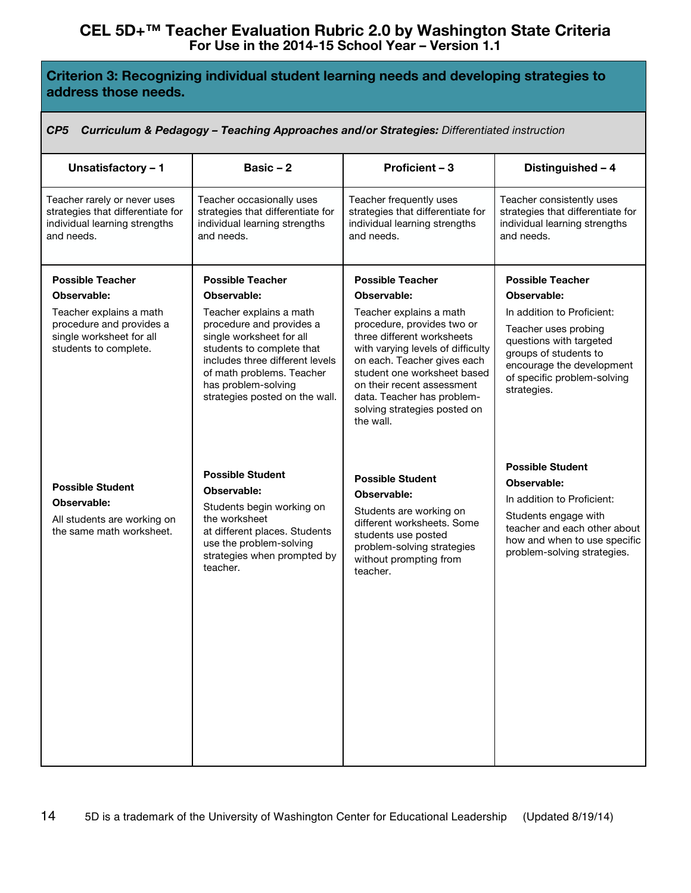# CEL 5D+™ Teacher Evaluation Rubric 2.0 by Washington State Criteria
## For Use in the 2014-15 School Year – Version 1.1

### Criterion 3: Recognizing individual student learning needs and developing strategies to address those needs.

***CP5 Curriculum & Pedagogy – Teaching Approaches and/or Strategies:*** *Differentiated instruction*

| Unsatisfactory – 1 | Basic – 2 | Proficient – 3 | Distinguished – 4 |
|---|---|---|---|
| Teacher rarely or never uses strategies that differentiate for individual learning strengths and needs. | Teacher occasionally uses strategies that differentiate for individual learning strengths and needs. | Teacher frequently uses strategies that differentiate for individual learning strengths and needs. | Teacher consistently uses strategies that differentiate for individual learning strengths and needs. |
| **Possible Teacher Observable:** Teacher explains a math procedure and provides a single worksheet for all students to complete. | **Possible Teacher Observable:** Teacher explains a math procedure and provides a single worksheet for all students to complete that includes three different levels of math problems. Teacher has problem-solving strategies posted on the wall. | **Possible Teacher Observable:** Teacher explains a math procedure, provides two or three different worksheets with varying levels of difficulty on each. Teacher gives each student one worksheet based on their recent assessment data. Teacher has problem-solving strategies posted on the wall. | **Possible Teacher Observable:** In addition to Proficient: Teacher uses probing questions with targeted groups of students to encourage the development of specific problem-solving strategies. |
| **Possible Student Observable:** All students are working on the same math worksheet. | **Possible Student Observable:** Students begin working on the worksheet at different places. Students use the problem-solving strategies when prompted by teacher. | **Possible Student Observable:** Students are working on different worksheets. Some students use posted problem-solving strategies without prompting from teacher. | **Possible Student Observable:** In addition to Proficient: Students engage with teacher and each other about how and when to use specific problem-solving strategies. |

5D is a trademark of the University of Washington Center for Educational Leadership (Updated 8/19/14)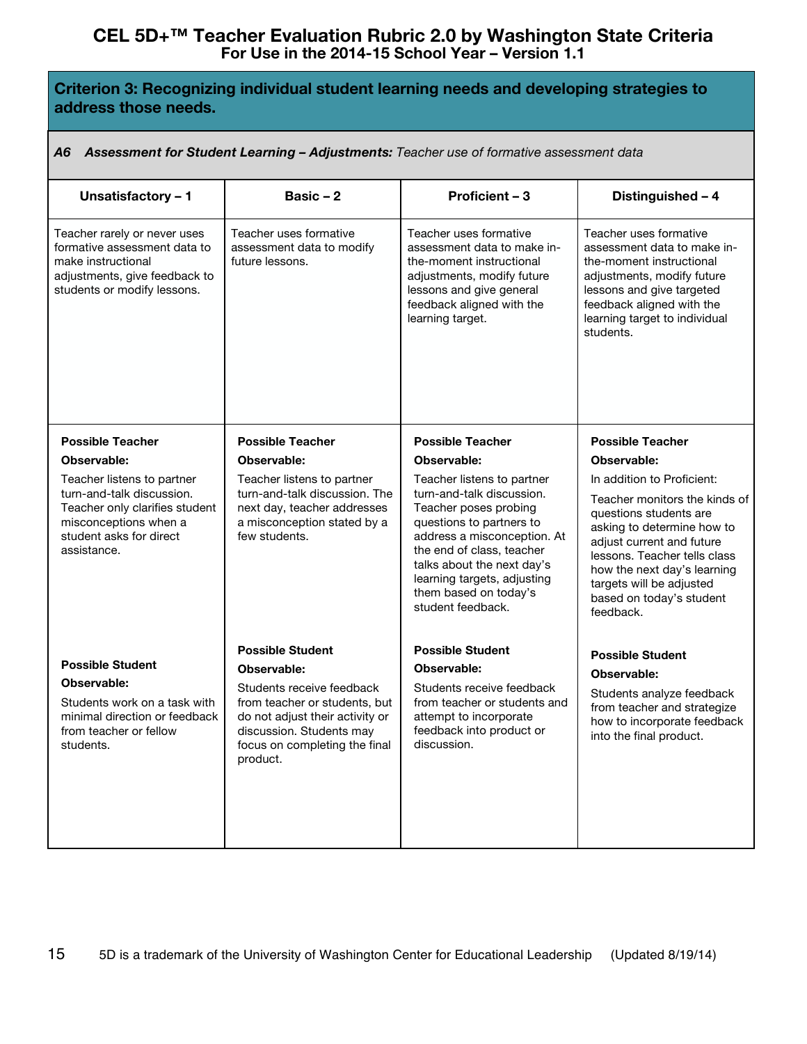# CEL 5D+™ Teacher Evaluation Rubric 2.0 by Washington State Criteria

**For Use in the 2014-15 School Year – Version 1.1**

## Criterion 3: Recognizing individual student learning needs and developing strategies to address those needs.

***A6 Assessment for Student Learning – Adjustments:*** *Teacher use of formative assessment data*

| Unsatisfactory – 1 | Basic – 2 | Proficient – 3 | Distinguished – 4 |
|---|---|---|---|
| Teacher rarely or never uses formative assessment data to make instructional adjustments, give feedback to students or modify lessons. | Teacher uses formative assessment data to modify future lessons. | Teacher uses formative assessment data to make in-the-moment instructional adjustments, modify future lessons and give general feedback aligned with the learning target. | Teacher uses formative assessment data to make in-the-moment instructional adjustments, modify future lessons and give targeted feedback aligned with the learning target to individual students. |
| **Possible Teacher Observable:** Teacher listens to partner turn-and-talk discussion. Teacher only clarifies student misconceptions when a student asks for direct assistance. | **Possible Teacher Observable:** Teacher listens to partner turn-and-talk discussion. The next day, teacher addresses a misconception stated by a few students. | **Possible Teacher Observable:** Teacher listens to partner turn-and-talk discussion. Teacher poses probing questions to partners to address a misconception. At the end of class, teacher talks about the next day's learning targets, adjusting them based on today's student feedback. | **Possible Teacher Observable:** In addition to Proficient: Teacher monitors the kinds of questions students are asking to determine how to adjust current and future lessons. Teacher tells class how the next day's learning targets will be adjusted based on today's student feedback. |
| **Possible Student Observable:** Students work on a task with minimal direction or feedback from teacher or fellow students. | **Possible Student Observable:** Students receive feedback from teacher or students, but do not adjust their activity or discussion. Students may focus on completing the final product. | **Possible Student Observable:** Students receive feedback from teacher or students and attempt to incorporate feedback into product or discussion. | **Possible Student Observable:** Students analyze feedback from teacher and strategize how to incorporate feedback into the final product. |

5D is a trademark of the University of Washington Center for Educational Leadership (Updated 8/19/14)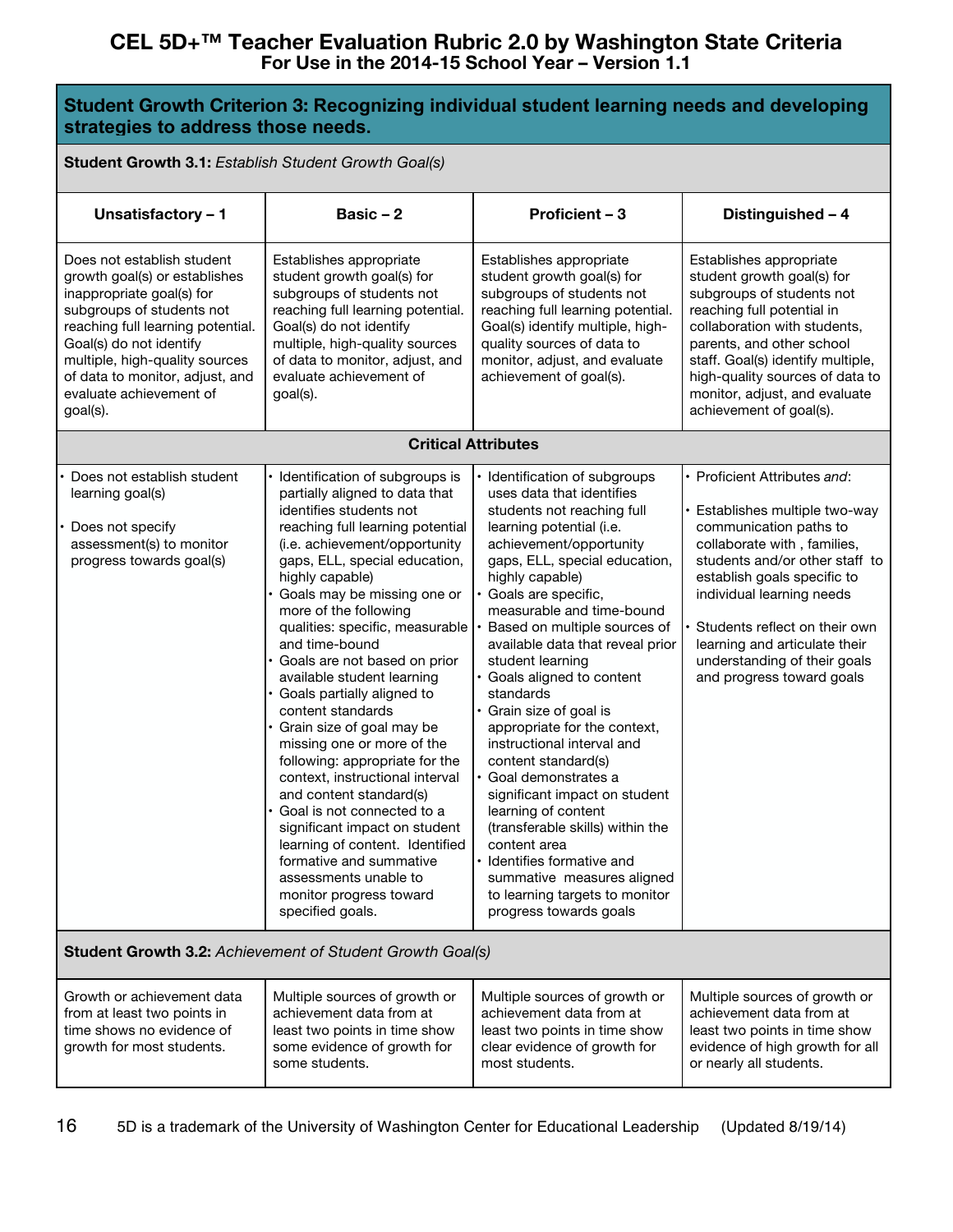# CEL 5D+™ Teacher Evaluation Rubric 2.0 by Washington State Criteria
## For Use in the 2014-15 School Year – Version 1.1

### Student Growth Criterion 3: Recognizing individual student learning needs and developing strategies to address those needs.

**Student Growth 3.1:** *Establish Student Growth Goal(s)*

| Unsatisfactory – 1 | Basic – 2 | Proficient – 3 | Distinguished – 4 |
|---|---|---|---|
| Does not establish student growth goal(s) or establishes inappropriate goal(s) for subgroups of students not reaching full learning potential. Goal(s) do not identify multiple, high-quality sources of data to monitor, adjust, and evaluate achievement of goal(s). | Establishes appropriate student growth goal(s) for subgroups of students not reaching full learning potential. Goal(s) do not identify multiple, high-quality sources of data to monitor, adjust, and evaluate achievement of goal(s). | Establishes appropriate student growth goal(s) for subgroups of students not reaching full learning potential. Goal(s) identify multiple, high-quality sources of data to monitor, adjust, and evaluate achievement of goal(s). | Establishes appropriate student growth goal(s) for subgroups of students not reaching full potential in collaboration with students, parents, and other school staff. Goal(s) identify multiple, high-quality sources of data to monitor, adjust, and evaluate achievement of goal(s). |
| **Critical Attributes** | | | |
| • Does not establish student learning goal(s)<br>• Does not specify assessment(s) to monitor progress towards goal(s) | • Identification of subgroups is partially aligned to data that identifies students not reaching full learning potential (i.e. achievement/opportunity gaps, ELL, special education, highly capable)<br>• Goals may be missing one or more of the following qualities: specific, measurable and time-bound<br>• Goals are not based on prior available student learning<br>• Goals partially aligned to content standards<br>• Grain size of goal may be missing one or more of the following: appropriate for the context, instructional interval and content standard(s)<br>• Goal is not connected to a significant impact on student learning of content. Identified formative and summative assessments unable to monitor progress toward specified goals. | • Identification of subgroups uses data that identifies students not reaching full learning potential (i.e. achievement/opportunity gaps, ELL, special education, highly capable)<br>• Goals are specific, measurable and time-bound<br>• Based on multiple sources of available data that reveal prior student learning<br>• Goals aligned to content standards<br>• Grain size of goal is appropriate for the context, instructional interval and content standard(s)<br>• Goal demonstrates a significant impact on student learning of content (transferable skills) within the content area<br>• Identifies formative and summative measures aligned to learning targets to monitor progress towards goals | • Proficient Attributes *and*:<br>• Establishes multiple two-way communication paths to collaborate with , families, students and/or other staff to establish goals specific to individual learning needs<br>• Students reflect on their own learning and articulate their understanding of their goals and progress toward goals |

**Student Growth 3.2:** *Achievement of Student Growth Goal(s)*

| Unsatisfactory – 1 | Basic – 2 | Proficient – 3 | Distinguished – 4 |
|---|---|---|---|
| Growth or achievement data from at least two points in time shows no evidence of growth for most students. | Multiple sources of growth or achievement data from at least two points in time show some evidence of growth for some students. | Multiple sources of growth or achievement data from at least two points in time show clear evidence of growth for most students. | Multiple sources of growth or achievement data from at least two points in time show evidence of high growth for all or nearly all students. |

5D is a trademark of the University of Washington Center for Educational Leadership (Updated 8/19/14)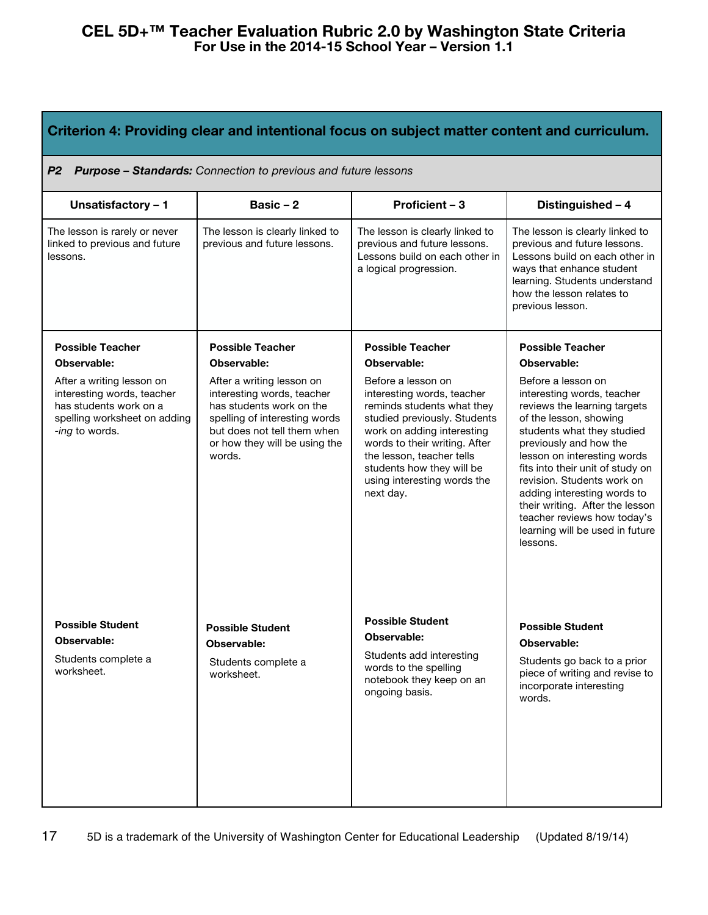# CEL 5D+™ Teacher Evaluation Rubric 2.0 by Washington State Criteria
## For Use in the 2014-15 School Year – Version 1.1

## Criterion 4: Providing clear and intentional focus on subject matter content and curriculum.

***P2 Purpose – Standards:*** *Connection to previous and future lessons*

| Unsatisfactory – 1 | Basic – 2 | Proficient – 3 | Distinguished – 4 |
|---|---|---|---|
| The lesson is rarely or never linked to previous and future lessons. | The lesson is clearly linked to previous and future lessons. | The lesson is clearly linked to previous and future lessons. Lessons build on each other in a logical progression. | The lesson is clearly linked to previous and future lessons. Lessons build on each other in ways that enhance student learning. Students understand how the lesson relates to previous lesson. |
| **Possible Teacher Observable:** After a writing lesson on interesting words, teacher has students work on a spelling worksheet on adding *-ing* to words. | **Possible Teacher Observable:** After a writing lesson on interesting words, teacher has students work on the spelling of interesting words but does not tell them when or how they will be using the words. | **Possible Teacher Observable:** Before a lesson on interesting words, teacher reminds students what they studied previously. Students work on adding interesting words to their writing. After the lesson, teacher tells students how they will be using interesting words the next day. | **Possible Teacher Observable:** Before a lesson on interesting words, teacher reviews the learning targets of the lesson, showing students what they studied previously and how the lesson on interesting words fits into their unit of study on revision. Students work on adding interesting words to their writing. After the lesson teacher reviews how today's learning will be used in future lessons. |
| **Possible Student Observable:** Students complete a worksheet. | **Possible Student Observable:** Students complete a worksheet. | **Possible Student Observable:** Students add interesting words to the spelling notebook they keep on an ongoing basis. | **Possible Student Observable:** Students go back to a prior piece of writing and revise to incorporate interesting words. |

5D is a trademark of the University of Washington Center for Educational Leadership (Updated 8/19/14)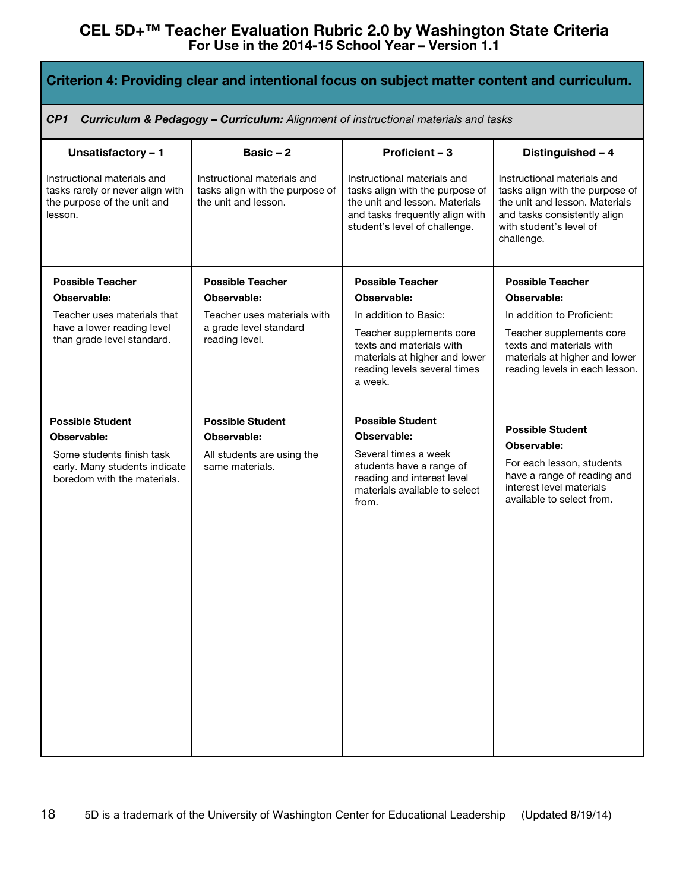# CEL 5D+™ Teacher Evaluation Rubric 2.0 by Washington State Criteria
## For Use in the 2014-15 School Year – Version 1.1

## Criterion 4: Providing clear and intentional focus on subject matter content and curriculum.

***CP1 Curriculum & Pedagogy – Curriculum:*** *Alignment of instructional materials and tasks*

| Unsatisfactory – 1 | Basic – 2 | Proficient – 3 | Distinguished – 4 |
|---|---|---|---|
| Instructional materials and tasks rarely or never align with the purpose of the unit and lesson. | Instructional materials and tasks align with the purpose of the unit and lesson. | Instructional materials and tasks align with the purpose of the unit and lesson. Materials and tasks frequently align with student's level of challenge. | Instructional materials and tasks align with the purpose of the unit and lesson. Materials and tasks consistently align with student's level of challenge. |
| **Possible Teacher Observable:** Teacher uses materials that have a lower reading level than grade level standard. | **Possible Teacher Observable:** Teacher uses materials with a grade level standard reading level. | **Possible Teacher Observable:** In addition to Basic: Teacher supplements core texts and materials with materials at higher and lower reading levels several times a week. | **Possible Teacher Observable:** In addition to Proficient: Teacher supplements core texts and materials with materials at higher and lower reading levels in each lesson. |
| **Possible Student Observable:** Some students finish task early. Many students indicate boredom with the materials. | **Possible Student Observable:** All students are using the same materials. | **Possible Student Observable:** Several times a week students have a range of reading and interest level materials available to select from. | **Possible Student Observable:** For each lesson, students have a range of reading and interest level materials available to select from. |

5D is a trademark of the University of Washington Center for Educational Leadership (Updated 8/19/14)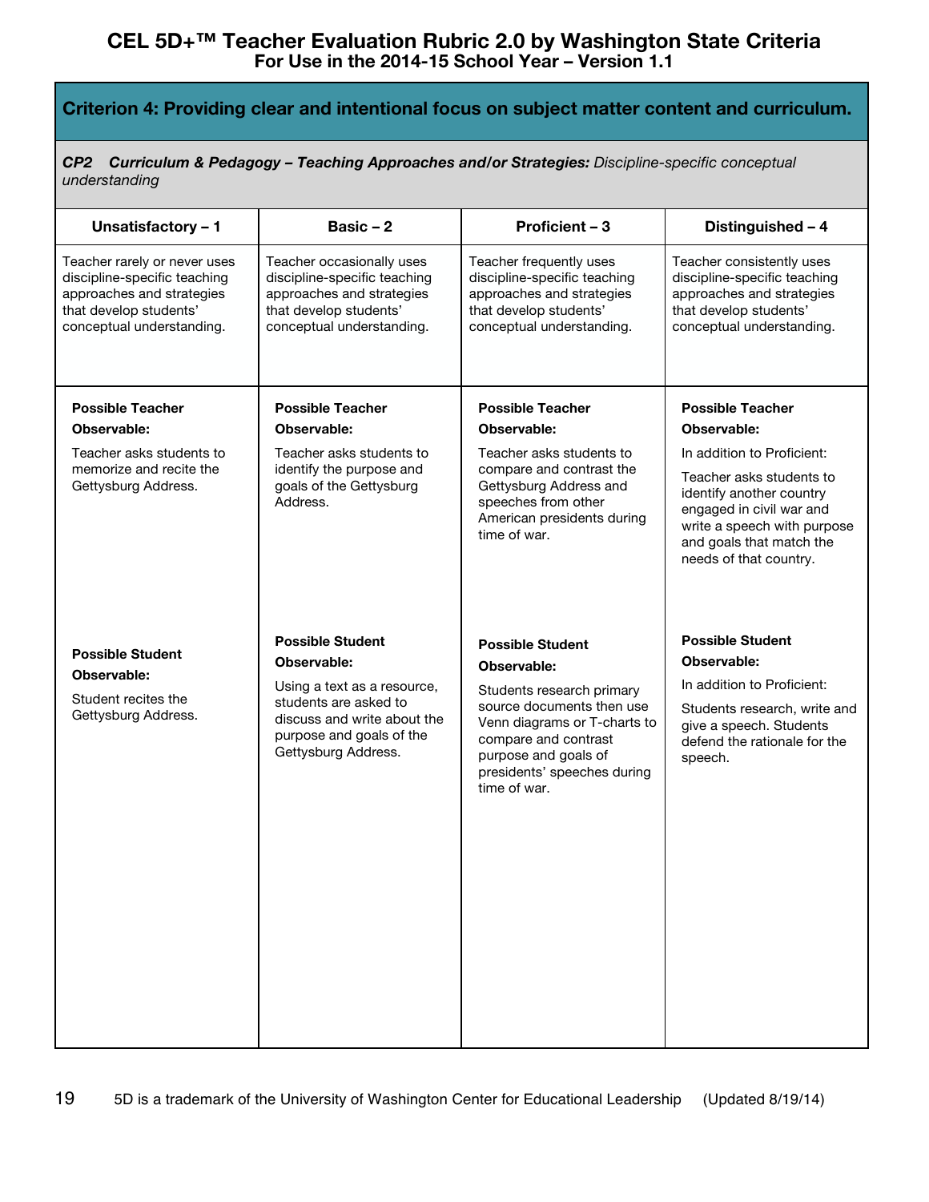# CEL 5D+™ Teacher Evaluation Rubric 2.0 by Washington State Criteria
## For Use in the 2014-15 School Year – Version 1.1

## Criterion 4: Providing clear and intentional focus on subject matter content and curriculum.

***CP2 Curriculum & Pedagogy – Teaching Approaches and/or Strategies:*** *Discipline-specific conceptual understanding*

| Unsatisfactory – 1 | Basic – 2 | Proficient – 3 | Distinguished – 4 |
|---|---|---|---|
| Teacher rarely or never uses discipline-specific teaching approaches and strategies that develop students' conceptual understanding. | Teacher occasionally uses discipline-specific teaching approaches and strategies that develop students' conceptual understanding. | Teacher frequently uses discipline-specific teaching approaches and strategies that develop students' conceptual understanding. | Teacher consistently uses discipline-specific teaching approaches and strategies that develop students' conceptual understanding. |
| **Possible Teacher Observable:**<br>Teacher asks students to memorize and recite the Gettysburg Address.<br><br>**Possible Student Observable:**<br>Student recites the Gettysburg Address. | **Possible Teacher Observable:**<br>Teacher asks students to identify the purpose and goals of the Gettysburg Address.<br><br>**Possible Student Observable:**<br>Using a text as a resource, students are asked to discuss and write about the purpose and goals of the Gettysburg Address. | **Possible Teacher Observable:**<br>Teacher asks students to compare and contrast the Gettysburg Address and speeches from other American presidents during time of war.<br><br>**Possible Student Observable:**<br>Students research primary source documents then use Venn diagrams or T-charts to compare and contrast purpose and goals of presidents' speeches during time of war. | **Possible Teacher Observable:**<br>In addition to Proficient:<br>Teacher asks students to identify another country engaged in civil war and write a speech with purpose and goals that match the needs of that country.<br><br>**Possible Student Observable:**<br>In addition to Proficient:<br>Students research, write and give a speech. Students defend the rationale for the speech. |

5D is a trademark of the University of Washington Center for Educational Leadership (Updated 8/19/14)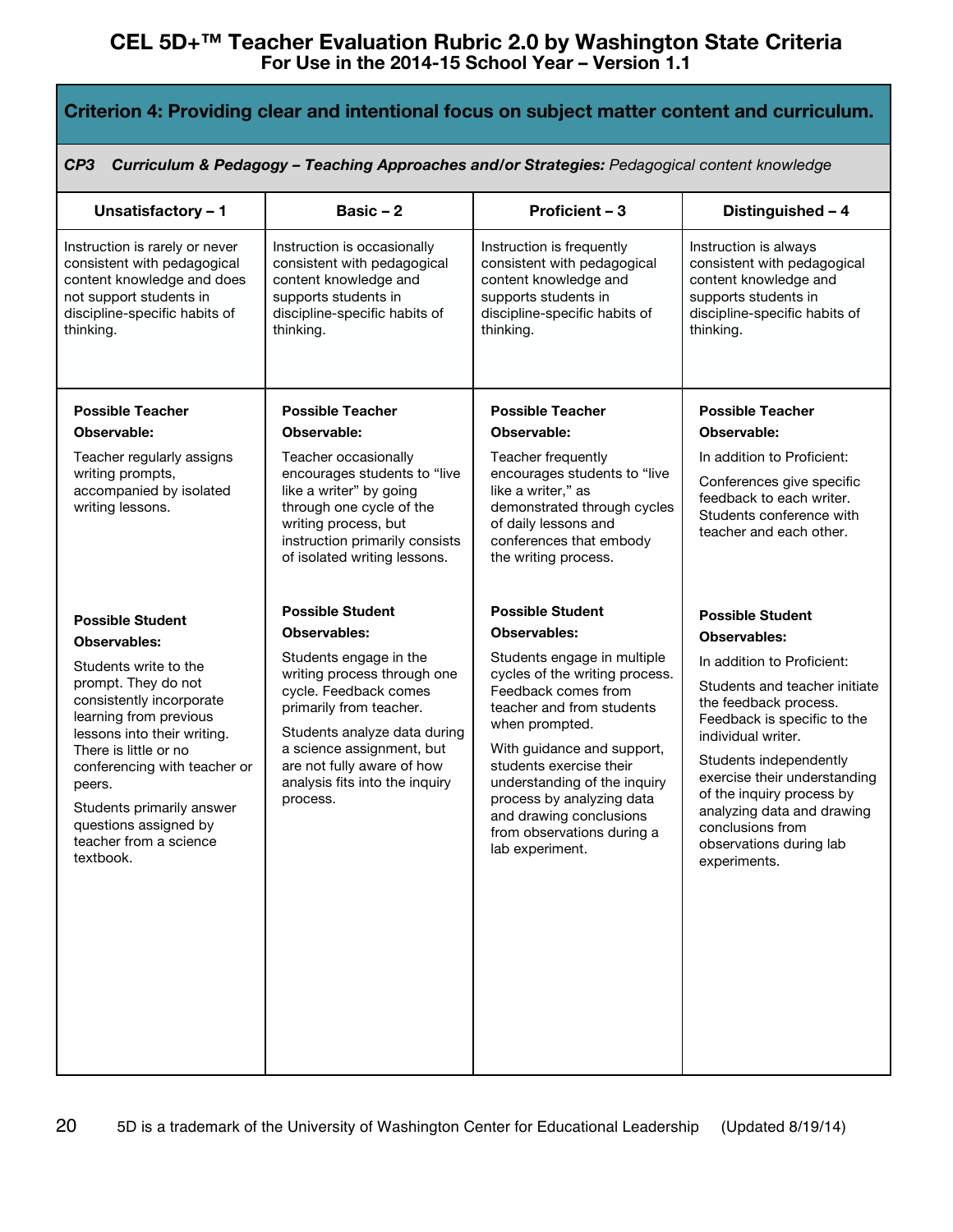# CEL 5D+™ Teacher Evaluation Rubric 2.0 by Washington State Criteria
## For Use in the 2014-15 School Year – Version 1.1

### Criterion 4: Providing clear and intentional focus on subject matter content and curriculum.

***CP3 Curriculum & Pedagogy – Teaching Approaches and/or Strategies:*** *Pedagogical content knowledge*

| Unsatisfactory – 1 | Basic – 2 | Proficient – 3 | Distinguished – 4 |
|---|---|---|---|
| Instruction is rarely or never consistent with pedagogical content knowledge and does not support students in discipline-specific habits of thinking. | Instruction is occasionally consistent with pedagogical content knowledge and supports students in discipline-specific habits of thinking. | Instruction is frequently consistent with pedagogical content knowledge and supports students in discipline-specific habits of thinking. | Instruction is always consistent with pedagogical content knowledge and supports students in discipline-specific habits of thinking. |
| **Possible Teacher Observable:**<br><br>Teacher regularly assigns writing prompts, accompanied by isolated writing lessons. | **Possible Teacher Observable:**<br><br>Teacher occasionally encourages students to "live like a writer" by going through one cycle of the writing process, but instruction primarily consists of isolated writing lessons. | **Possible Teacher Observable:**<br><br>Teacher frequently encourages students to "live like a writer," as demonstrated through cycles of daily lessons and conferences that embody the writing process. | **Possible Teacher Observable:**<br><br>In addition to Proficient:<br><br>Conferences give specific feedback to each writer. Students conference with teacher and each other. |
| **Possible Student Observables:**<br><br>Students write to the prompt. They do not consistently incorporate learning from previous lessons into their writing. There is little or no conferencing with teacher or peers.<br><br>Students primarily answer questions assigned by teacher from a science textbook. | **Possible Student Observables:**<br><br>Students engage in the writing process through one cycle. Feedback comes primarily from teacher.<br><br>Students analyze data during a science assignment, but are not fully aware of how analysis fits into the inquiry process. | **Possible Student Observables:**<br><br>Students engage in multiple cycles of the writing process. Feedback comes from teacher and from students when prompted.<br><br>With guidance and support, students exercise their understanding of the inquiry process by analyzing data and drawing conclusions from observations during a lab experiment. | **Possible Student Observables:**<br><br>In addition to Proficient:<br><br>Students and teacher initiate the feedback process. Feedback is specific to the individual writer.<br><br>Students independently exercise their understanding of the inquiry process by analyzing data and drawing conclusions from observations during lab experiments. |

5D is a trademark of the University of Washington Center for Educational Leadership (Updated 8/19/14)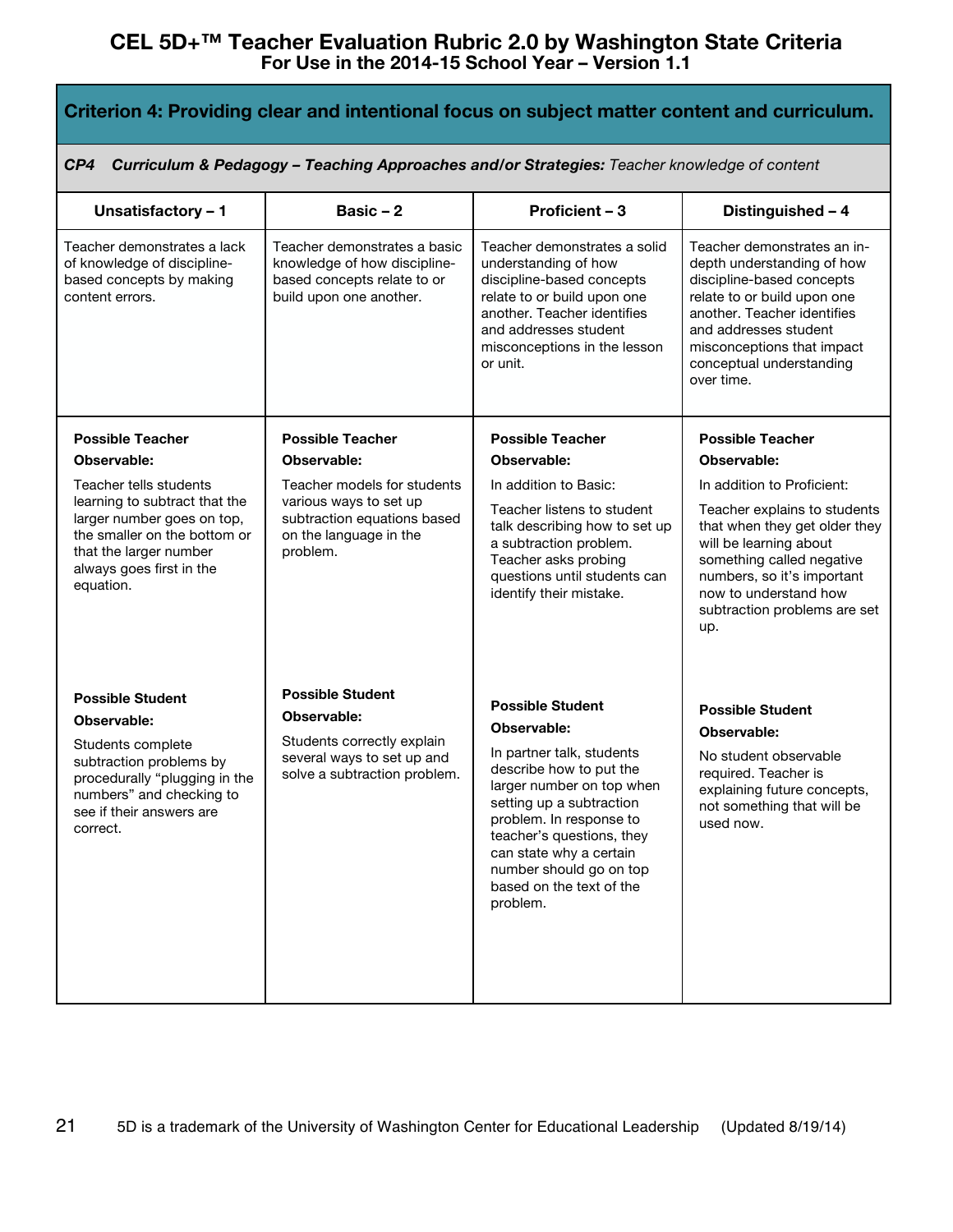# CEL 5D+™ Teacher Evaluation Rubric 2.0 by Washington State Criteria
## For Use in the 2014-15 School Year – Version 1.1

### Criterion 4: Providing clear and intentional focus on subject matter content and curriculum.

***CP4 Curriculum & Pedagogy – Teaching Approaches and/or Strategies:*** *Teacher knowledge of content*

| Unsatisfactory – 1 | Basic – 2 | Proficient – 3 | Distinguished – 4 |
|---|---|---|---|
| Teacher demonstrates a lack of knowledge of discipline-based concepts by making content errors. | Teacher demonstrates a basic knowledge of how discipline-based concepts relate to or build upon one another. | Teacher demonstrates a solid understanding of how discipline-based concepts relate to or build upon one another. Teacher identifies and addresses student misconceptions in the lesson or unit. | Teacher demonstrates an in-depth understanding of how discipline-based concepts relate to or build upon one another. Teacher identifies and addresses student misconceptions that impact conceptual understanding over time. |
| **Possible Teacher Observable:** Teacher tells students learning to subtract that the larger number goes on top, the smaller on the bottom or that the larger number always goes first in the equation. | **Possible Teacher Observable:** Teacher models for students various ways to set up subtraction equations based on the language in the problem. | **Possible Teacher Observable:** In addition to Basic: Teacher listens to student talk describing how to set up a subtraction problem. Teacher asks probing questions until students can identify their mistake. | **Possible Teacher Observable:** In addition to Proficient: Teacher explains to students that when they get older they will be learning about something called negative numbers, so it's important now to understand how subtraction problems are set up. |
| **Possible Student Observable:** Students complete subtraction problems by procedurally "plugging in the numbers" and checking to see if their answers are correct. | **Possible Student Observable:** Students correctly explain several ways to set up and solve a subtraction problem. | **Possible Student Observable:** In partner talk, students describe how to put the larger number on top when setting up a subtraction problem. In response to teacher's questions, they can state why a certain number should go on top based on the text of the problem. | **Possible Student Observable:** No student observable required. Teacher is explaining future concepts, not something that will be used now. |

5D is a trademark of the University of Washington Center for Educational Leadership (Updated 8/19/14)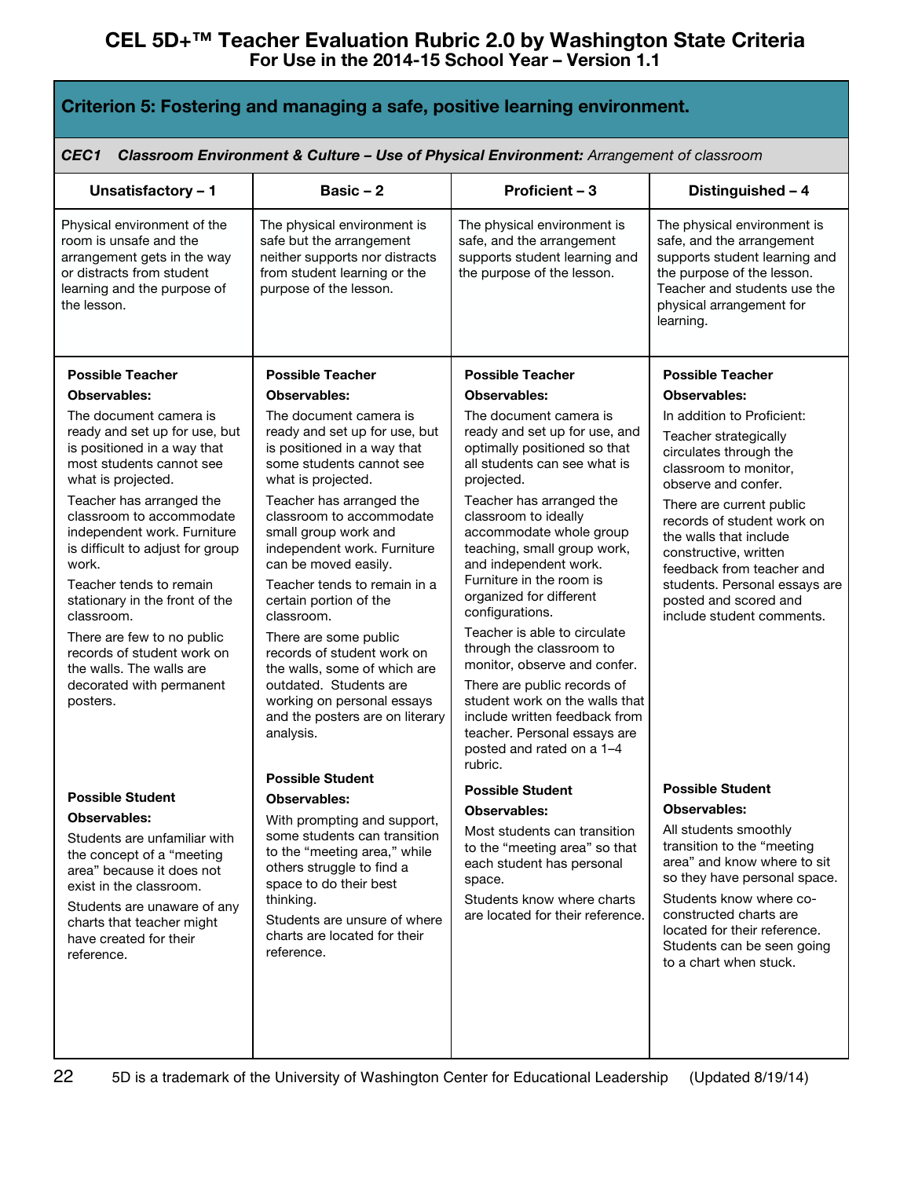# CEL 5D+™ Teacher Evaluation Rubric 2.0 by Washington State Criteria

**For Use in the 2014-15 School Year – Version 1.1**

## Criterion 5: Fostering and managing a safe, positive learning environment.

***CEC1 Classroom Environment & Culture – Use of Physical Environment:*** *Arrangement of classroom*

| Unsatisfactory – 1 | Basic – 2 | Proficient – 3 | Distinguished – 4 |
|---|---|---|---|
| Physical environment of the room is unsafe and the arrangement gets in the way or distracts from student learning and the purpose of the lesson. | The physical environment is safe but the arrangement neither supports nor distracts from student learning or the purpose of the lesson. | The physical environment is safe, and the arrangement supports student learning and the purpose of the lesson. | The physical environment is safe, and the arrangement supports student learning and the purpose of the lesson. Teacher and students use the physical arrangement for learning. |
| **Possible Teacher Observables:**<br>The document camera is ready and set up for use, but is positioned in a way that most students cannot see what is projected.<br>Teacher has arranged the classroom to accommodate independent work. Furniture is difficult to adjust for group work.<br>Teacher tends to remain stationary in the front of the classroom.<br>There are few to no public records of student work on the walls. The walls are decorated with permanent posters. | **Possible Teacher Observables:**<br>The document camera is ready and set up for use, but is positioned in a way that some students cannot see what is projected.<br>Teacher has arranged the classroom to accommodate small group work and independent work. Furniture can be moved easily.<br>Teacher tends to remain in a certain portion of the classroom.<br>There are some public records of student work on the walls, some of which are outdated. Students are working on personal essays and the posters are on literary analysis. | **Possible Teacher Observables:**<br>The document camera is ready and set up for use, and optimally positioned so that all students can see what is projected.<br>Teacher has arranged the classroom to ideally accommodate whole group teaching, small group work, and independent work. Furniture in the room is organized for different configurations.<br>Teacher is able to circulate through the classroom to monitor, observe and confer.<br>There are public records of student work on the walls that include written feedback from teacher. Personal essays are posted and rated on a 1–4 rubric. | **Possible Teacher Observables:**<br>In addition to Proficient:<br>Teacher strategically circulates through the classroom to monitor, observe and confer.<br>There are current public records of student work on the walls that include constructive, written feedback from teacher and students. Personal essays are posted and scored and include student comments. |
| **Possible Student Observables:**<br>Students are unfamiliar with the concept of a "meeting area" because it does not exist in the classroom.<br>Students are unaware of any charts that teacher might have created for their reference. | **Possible Student Observables:**<br>With prompting and support, some students can transition to the "meeting area," while others struggle to find a space to do their best thinking.<br>Students are unsure of where charts are located for their reference. | **Possible Student Observables:**<br>Most students can transition to the "meeting area" so that each student has personal space.<br>Students know where charts are located for their reference. | **Possible Student Observables:**<br>All students smoothly transition to the "meeting area" and know where to sit so they have personal space.<br>Students know where co-constructed charts are located for their reference. Students can be seen going to a chart when stuck. |

5D is a trademark of the University of Washington Center for Educational Leadership (Updated 8/19/14)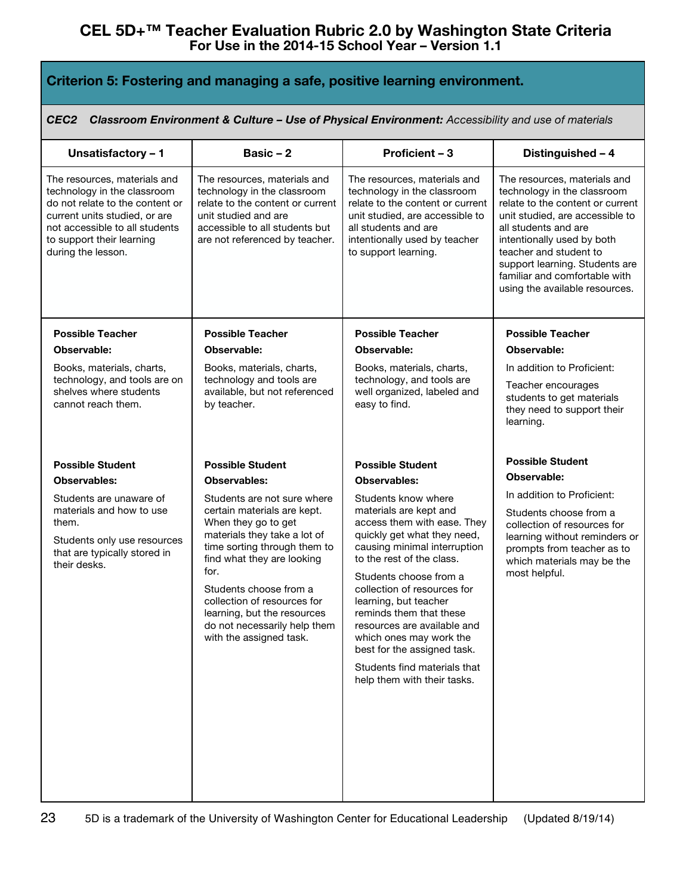# CEL 5D+™ Teacher Evaluation Rubric 2.0 by Washington State Criteria
**For Use in the 2014-15 School Year – Version 1.1**

## Criterion 5: Fostering and managing a safe, positive learning environment.

***CEC2 Classroom Environment & Culture – Use of Physical Environment:*** *Accessibility and use of materials*

| Unsatisfactory – 1 | Basic – 2 | Proficient – 3 | Distinguished – 4 |
|---|---|---|---|
| The resources, materials and technology in the classroom do not relate to the content or current units studied, or are not accessible to all students to support their learning during the lesson. | The resources, materials and technology in the classroom relate to the content or current unit studied and are accessible to all students but are not referenced by teacher. | The resources, materials and technology in the classroom relate to the content or current unit studied, are accessible to all students and are intentionally used by teacher to support learning. | The resources, materials and technology in the classroom relate to the content or current unit studied, are accessible to all students and are intentionally used by both teacher and student to support learning. Students are familiar and comfortable with using the available resources. |
| **Possible Teacher Observable:**<br><br>Books, materials, charts, technology, and tools are on shelves where students cannot reach them.<br><br>**Possible Student Observables:**<br><br>Students are unaware of materials and how to use them.<br><br>Students only use resources that are typically stored in their desks. | **Possible Teacher Observable:**<br><br>Books, materials, charts, technology and tools are available, but not referenced by teacher.<br><br>**Possible Student Observables:**<br><br>Students are not sure where certain materials are kept. When they go to get materials they take a lot of time sorting through them to find what they are looking for.<br><br>Students choose from a collection of resources for learning, but the resources do not necessarily help them with the assigned task. | **Possible Teacher Observable:**<br><br>Books, materials, charts, technology, and tools are well organized, labeled and easy to find.<br><br>**Possible Student Observables:**<br><br>Students know where materials are kept and access them with ease. They quickly get what they need, causing minimal interruption to the rest of the class.<br><br>Students choose from a collection of resources for learning, but teacher reminds them that these resources are available and which ones may work the best for the assigned task.<br><br>Students find materials that help them with their tasks. | **Possible Teacher Observable:**<br><br>In addition to Proficient:<br><br>Teacher encourages students to get materials they need to support their learning.<br><br>**Possible Student Observable:**<br><br>In addition to Proficient:<br><br>Students choose from a collection of resources for learning without reminders or prompts from teacher as to which materials may be the most helpful. |

5D is a trademark of the University of Washington Center for Educational Leadership (Updated 8/19/14)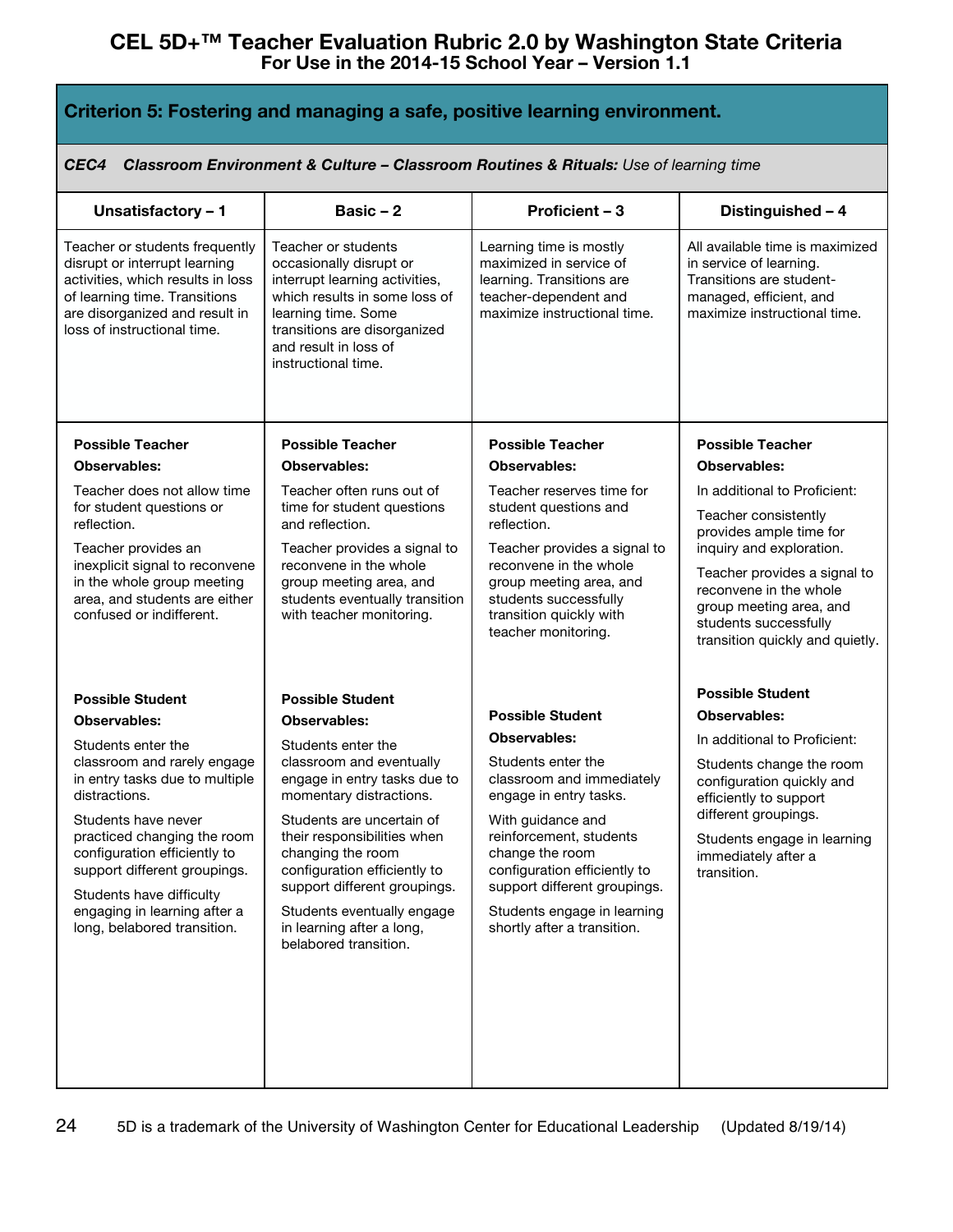# CEL 5D+™ Teacher Evaluation Rubric 2.0 by Washington State Criteria
## For Use in the 2014-15 School Year – Version 1.1

## Criterion 5: Fostering and managing a safe, positive learning environment.

***CEC4 Classroom Environment & Culture – Classroom Routines & Rituals:** Use of learning time*

| Unsatisfactory – 1 | Basic – 2 | Proficient – 3 | Distinguished – 4 |
|---|---|---|---|
| Teacher or students frequently disrupt or interrupt learning activities, which results in loss of learning time. Transitions are disorganized and result in loss of instructional time. | Teacher or students occasionally disrupt or interrupt learning activities, which results in some loss of learning time. Some transitions are disorganized and result in loss of instructional time. | Learning time is mostly maximized in service of learning. Transitions are teacher-dependent and maximize instructional time. | All available time is maximized in service of learning. Transitions are student-managed, efficient, and maximize instructional time. |
| **Possible Teacher Observables:**<br><br>Teacher does not allow time for student questions or reflection.<br><br>Teacher provides an inexplicit signal to reconvene in the whole group meeting area, and students are either confused or indifferent. | **Possible Teacher Observables:**<br><br>Teacher often runs out of time for student questions and reflection.<br><br>Teacher provides a signal to reconvene in the whole group meeting area, and students eventually transition with teacher monitoring. | **Possible Teacher Observables:**<br><br>Teacher reserves time for student questions and reflection.<br><br>Teacher provides a signal to reconvene in the whole group meeting area, and students successfully transition quickly with teacher monitoring. | **Possible Teacher Observables:**<br><br>In additional to Proficient:<br><br>Teacher consistently provides ample time for inquiry and exploration.<br><br>Teacher provides a signal to reconvene in the whole group meeting area, and students successfully transition quickly and quietly. |
| **Possible Student Observables:**<br><br>Students enter the classroom and rarely engage in entry tasks due to multiple distractions.<br><br>Students have never practiced changing the room configuration efficiently to support different groupings.<br><br>Students have difficulty engaging in learning after a long, belabored transition. | **Possible Student Observables:**<br><br>Students enter the classroom and eventually engage in entry tasks due to momentary distractions.<br><br>Students are uncertain of their responsibilities when changing the room configuration efficiently to support different groupings.<br><br>Students eventually engage in learning after a long, belabored transition. | **Possible Student Observables:**<br><br>Students enter the classroom and immediately engage in entry tasks.<br><br>With guidance and reinforcement, students change the room configuration efficiently to support different groupings.<br><br>Students engage in learning shortly after a transition. | **Possible Student Observables:**<br><br>In additional to Proficient:<br><br>Students change the room configuration quickly and efficiently to support different groupings.<br><br>Students engage in learning immediately after a transition. |

5D is a trademark of the University of Washington Center for Educational Leadership (Updated 8/19/14)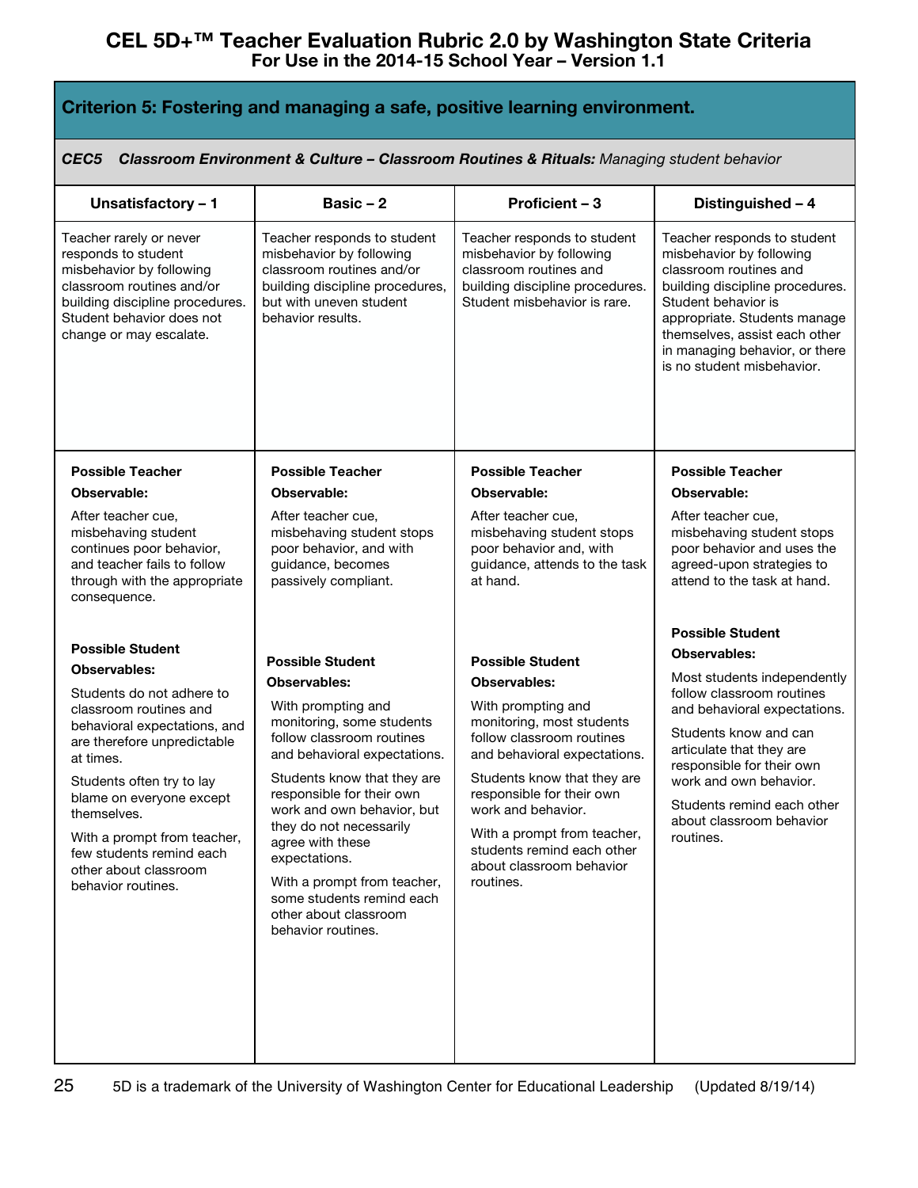# CEL 5D+™ Teacher Evaluation Rubric 2.0 by Washington State Criteria
## For Use in the 2014-15 School Year – Version 1.1

### Criterion 5: Fostering and managing a safe, positive learning environment.

***CEC5 Classroom Environment & Culture – Classroom Routines & Rituals:*** *Managing student behavior*

| Unsatisfactory – 1 | Basic – 2 | Proficient – 3 | Distinguished – 4 |
|---|---|---|---|
| Teacher rarely or never responds to student misbehavior by following classroom routines and/or building discipline procedures. Student behavior does not change or may escalate. | Teacher responds to student misbehavior by following classroom routines and/or building discipline procedures, but with uneven student behavior results. | Teacher responds to student misbehavior by following classroom routines and building discipline procedures. Student misbehavior is rare. | Teacher responds to student misbehavior by following classroom routines and building discipline procedures. Student behavior is appropriate. Students manage themselves, assist each other in managing behavior, or there is no student misbehavior. |
| **Possible Teacher Observable:**<br><br>After teacher cue, misbehaving student continues poor behavior, and teacher fails to follow through with the appropriate consequence.<br><br>**Possible Student Observables:**<br><br>Students do not adhere to classroom routines and behavioral expectations, and are therefore unpredictable at times.<br><br>Students often try to lay blame on everyone except themselves.<br><br>With a prompt from teacher, few students remind each other about classroom behavior routines. | **Possible Teacher Observable:**<br><br>After teacher cue, misbehaving student stops poor behavior, and with guidance, becomes passively compliant.<br><br>**Possible Student Observables:**<br><br>With prompting and monitoring, some students follow classroom routines and behavioral expectations.<br><br>Students know that they are responsible for their own work and own behavior, but they do not necessarily agree with these expectations.<br><br>With a prompt from teacher, some students remind each other about classroom behavior routines. | **Possible Teacher Observable:**<br><br>After teacher cue, misbehaving student stops poor behavior and, with guidance, attends to the task at hand.<br><br>**Possible Student Observables:**<br><br>With prompting and monitoring, most students follow classroom routines and behavioral expectations.<br><br>Students know that they are responsible for their own work and behavior.<br><br>With a prompt from teacher, students remind each other about classroom behavior routines. | **Possible Teacher Observable:**<br><br>After teacher cue, misbehaving student stops poor behavior and uses the agreed-upon strategies to attend to the task at hand.<br><br>**Possible Student Observables:**<br><br>Most students independently follow classroom routines and behavioral expectations.<br><br>Students know and can articulate that they are responsible for their own work and own behavior.<br><br>Students remind each other about classroom behavior routines. |

5D is a trademark of the University of Washington Center for Educational Leadership (Updated 8/19/14)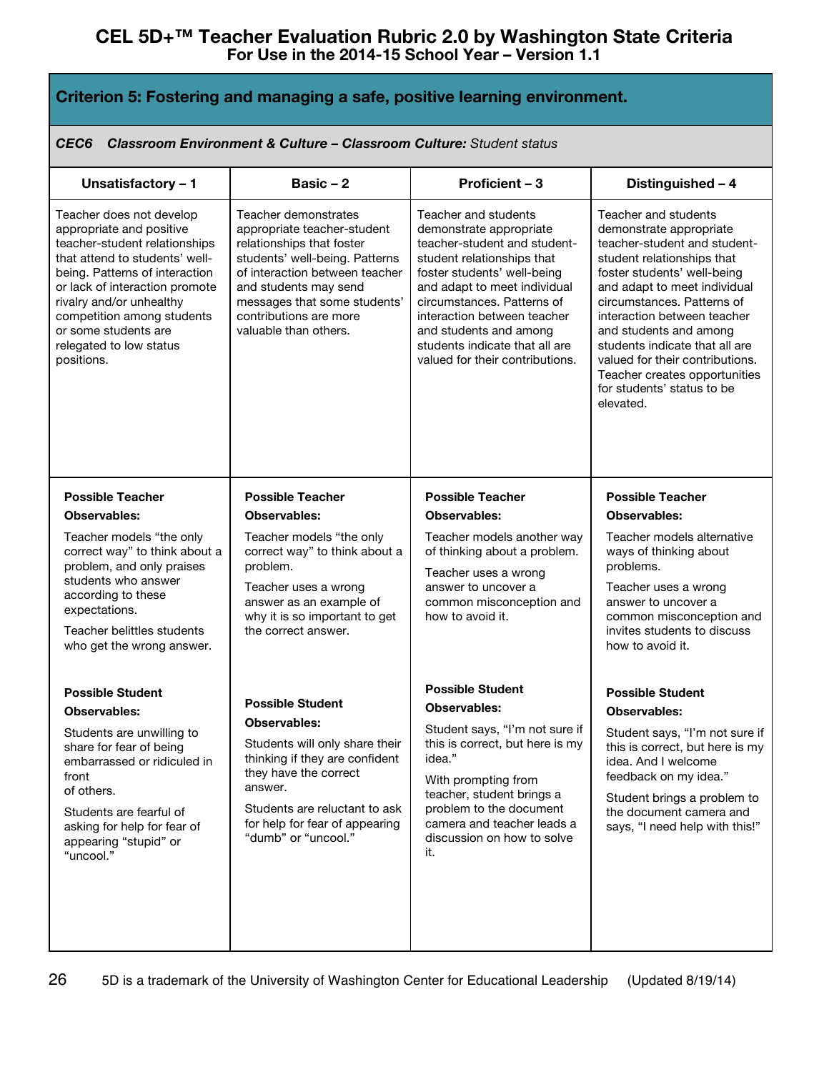# CEL 5D+™ Teacher Evaluation Rubric 2.0 by Washington State Criteria
**For Use in the 2014-15 School Year – Version 1.1**

## Criterion 5: Fostering and managing a safe, positive learning environment.

***CEC6 Classroom Environment & Culture – Classroom Culture:*** *Student status*

| Unsatisfactory – 1 | Basic – 2 | Proficient – 3 | Distinguished – 4 |
|---|---|---|---|
| Teacher does not develop appropriate and positive teacher-student relationships that attend to students' well-being. Patterns of interaction or lack of interaction promote rivalry and/or unhealthy competition among students or some students are relegated to low status positions. | Teacher demonstrates appropriate teacher-student relationships that foster students' well-being. Patterns of interaction between teacher and students may send messages that some students' contributions are more valuable than others. | Teacher and students demonstrate appropriate teacher-student and student-student relationships that foster students' well-being and adapt to meet individual circumstances. Patterns of interaction between teacher and students and among students indicate that all are valued for their contributions. | Teacher and students demonstrate appropriate teacher-student and student-student relationships that foster students' well-being and adapt to meet individual circumstances. Patterns of interaction between teacher and students and among students indicate that all are valued for their contributions. Teacher creates opportunities for students' status to be elevated. |
| **Possible Teacher Observables:**<br><br>Teacher models "the only correct way" to think about a problem, and only praises students who answer according to these expectations.<br><br>Teacher belittles students who get the wrong answer.<br><br>**Possible Student Observables:**<br><br>Students are unwilling to share for fear of being embarrassed or ridiculed in front of others.<br><br>Students are fearful of asking for help for fear of appearing "stupid" or "uncool." | **Possible Teacher Observables:**<br><br>Teacher models "the only correct way" to think about a problem.<br><br>Teacher uses a wrong answer as an example of why it is so important to get the correct answer.<br><br>**Possible Student Observables:**<br><br>Students will only share their thinking if they are confident they have the correct answer.<br><br>Students are reluctant to ask for help for fear of appearing "dumb" or "uncool." | **Possible Teacher Observables:**<br><br>Teacher models another way of thinking about a problem.<br><br>Teacher uses a wrong answer to uncover a common misconception and how to avoid it.<br><br>**Possible Student Observables:**<br><br>Student says, "I'm not sure if this is correct, but here is my idea."<br><br>With prompting from teacher, student brings a problem to the document camera and teacher leads a discussion on how to solve it. | **Possible Teacher Observables:**<br><br>Teacher models alternative ways of thinking about problems.<br><br>Teacher uses a wrong answer to uncover a common misconception and invites students to discuss how to avoid it.<br><br>**Possible Student Observables:**<br><br>Student says, "I'm not sure if this is correct, but here is my idea. And I welcome feedback on my idea."<br><br>Student brings a problem to the document camera and says, "I need help with this!" |

5D is a trademark of the University of Washington Center for Educational Leadership (Updated 8/19/14)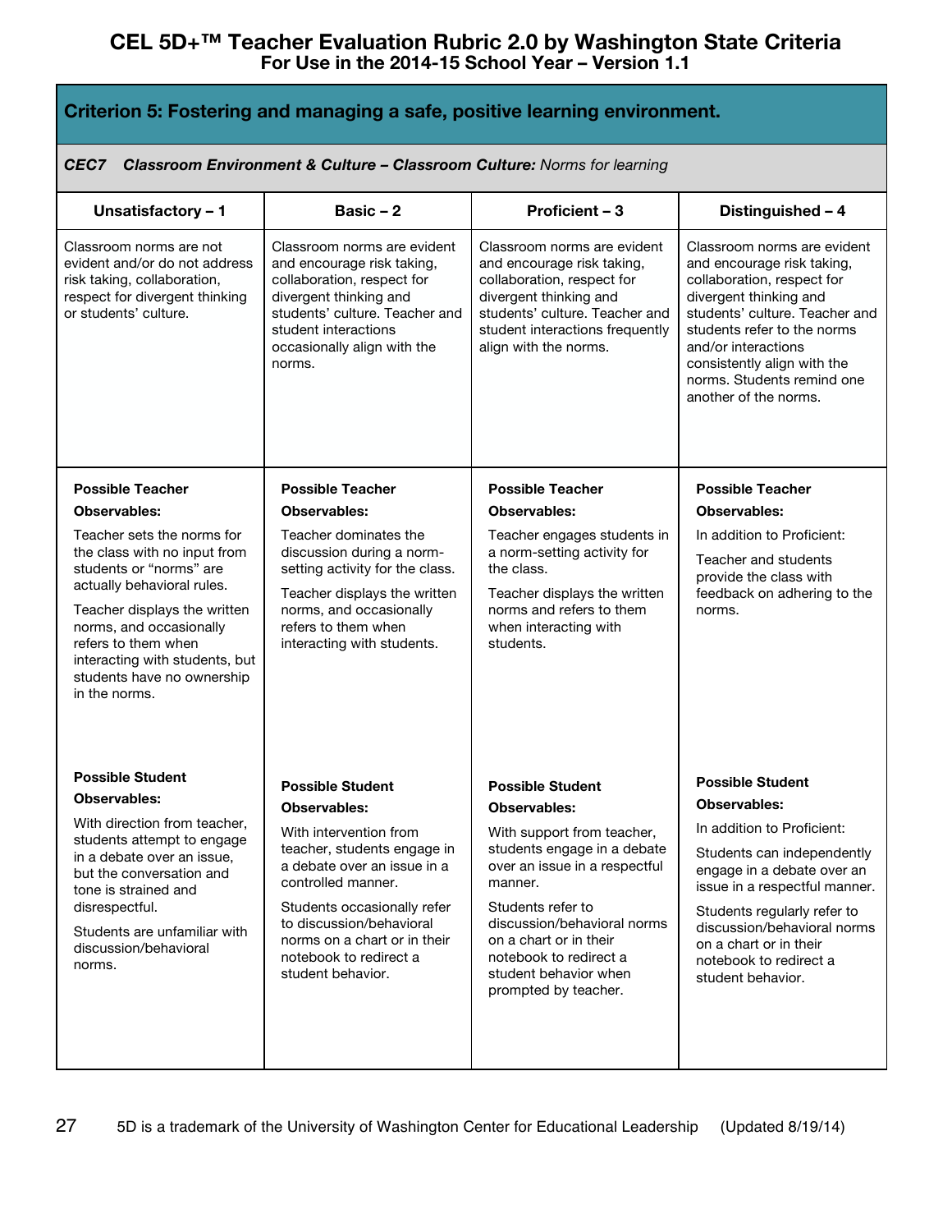# CEL 5D+™ Teacher Evaluation Rubric 2.0 by Washington State Criteria
**For Use in the 2014-15 School Year – Version 1.1**

## Criterion 5: Fostering and managing a safe, positive learning environment.

***CEC7 Classroom Environment & Culture – Classroom Culture:*** *Norms for learning*

| Unsatisfactory – 1 | Basic – 2 | Proficient – 3 | Distinguished – 4 |
|---|---|---|---|
| Classroom norms are not evident and/or do not address risk taking, collaboration, respect for divergent thinking or students' culture. | Classroom norms are evident and encourage risk taking, collaboration, respect for divergent thinking and students' culture. Teacher and student interactions occasionally align with the norms. | Classroom norms are evident and encourage risk taking, collaboration, respect for divergent thinking and students' culture. Teacher and student interactions frequently align with the norms. | Classroom norms are evident and encourage risk taking, collaboration, respect for divergent thinking and students' culture. Teacher and students refer to the norms and/or interactions consistently align with the norms. Students remind one another of the norms. |
| **Possible Teacher Observables:**<br>Teacher sets the norms for the class with no input from students or "norms" are actually behavioral rules.<br>Teacher displays the written norms, and occasionally refers to them when interacting with students, but students have no ownership in the norms.<br><br>**Possible Student Observables:**<br>With direction from teacher, students attempt to engage in a debate over an issue, but the conversation and tone is strained and disrespectful.<br>Students are unfamiliar with discussion/behavioral norms. | **Possible Teacher Observables:**<br>Teacher dominates the discussion during a norm-setting activity for the class.<br>Teacher displays the written norms, and occasionally refers to them when interacting with students.<br><br>**Possible Student Observables:**<br>With intervention from teacher, students engage in a debate over an issue in a controlled manner.<br>Students occasionally refer to discussion/behavioral norms on a chart or in their notebook to redirect a student behavior. | **Possible Teacher Observables:**<br>Teacher engages students in a norm-setting activity for the class.<br>Teacher displays the written norms and refers to them when interacting with students.<br><br>**Possible Student Observables:**<br>With support from teacher, students engage in a debate over an issue in a respectful manner.<br>Students refer to discussion/behavioral norms on a chart or in their notebook to redirect a student behavior when prompted by teacher. | **Possible Teacher Observables:**<br>In addition to Proficient:<br>Teacher and students provide the class with feedback on adhering to the norms.<br><br>**Possible Student Observables:**<br>In addition to Proficient:<br>Students can independently engage in a debate over an issue in a respectful manner.<br>Students regularly refer to discussion/behavioral norms on a chart or in their notebook to redirect a student behavior. |

5D is a trademark of the University of Washington Center for Educational Leadership (Updated 8/19/14)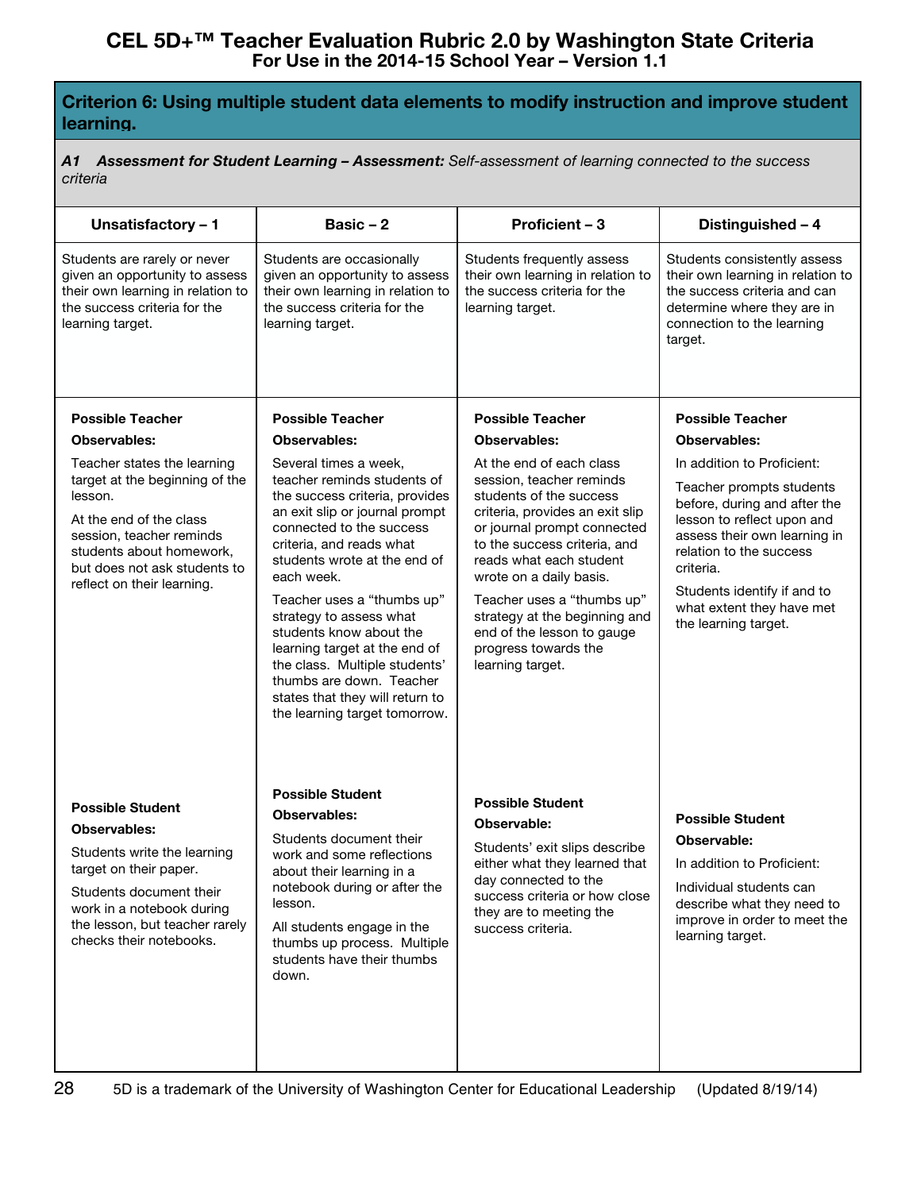# CEL 5D+™ Teacher Evaluation Rubric 2.0 by Washington State Criteria
## For Use in the 2014-15 School Year – Version 1.1

## Criterion 6: Using multiple student data elements to modify instruction and improve student learning.

***A1 Assessment for Student Learning – Assessment:*** *Self-assessment of learning connected to the success criteria*

| Unsatisfactory – 1 | Basic – 2 | Proficient – 3 | Distinguished – 4 |
|---|---|---|---|
| Students are rarely or never given an opportunity to assess their own learning in relation to the success criteria for the learning target. | Students are occasionally given an opportunity to assess their own learning in relation to the success criteria for the learning target. | Students frequently assess their own learning in relation to the success criteria for the learning target. | Students consistently assess their own learning in relation to the success criteria and can determine where they are in connection to the learning target. |
| **Possible Teacher Observables:**<br><br>Teacher states the learning target at the beginning of the lesson.<br><br>At the end of the class session, teacher reminds students about homework, but does not ask students to reflect on their learning. | **Possible Teacher Observables:**<br><br>Several times a week, teacher reminds students of the success criteria, provides an exit slip or journal prompt connected to the success criteria, and reads what students wrote at the end of each week.<br><br>Teacher uses a "thumbs up" strategy to assess what students know about the learning target at the end of the class. Multiple students' thumbs are down. Teacher states that they will return to the learning target tomorrow. | **Possible Teacher Observables:**<br><br>At the end of each class session, teacher reminds students of the success criteria, provides an exit slip or journal prompt connected to the success criteria, and reads what each student wrote on a daily basis.<br><br>Teacher uses a "thumbs up" strategy at the beginning and end of the lesson to gauge progress towards the learning target. | **Possible Teacher Observables:**<br><br>In addition to Proficient:<br><br>Teacher prompts students before, during and after the lesson to reflect upon and assess their own learning in relation to the success criteria.<br><br>Students identify if and to what extent they have met the learning target. |
| **Possible Student Observables:**<br><br>Students write the learning target on their paper.<br><br>Students document their work in a notebook during the lesson, but teacher rarely checks their notebooks. | **Possible Student Observables:**<br><br>Students document their work and some reflections about their learning in a notebook during or after the lesson.<br><br>All students engage in the thumbs up process. Multiple students have their thumbs down. | **Possible Student Observable:**<br><br>Students' exit slips describe either what they learned that day connected to the success criteria or how close they are to meeting the success criteria. | **Possible Student Observable:**<br><br>In addition to Proficient:<br><br>Individual students can describe what they need to improve in order to meet the learning target. |

5D is a trademark of the University of Washington Center for Educational Leadership (Updated 8/19/14)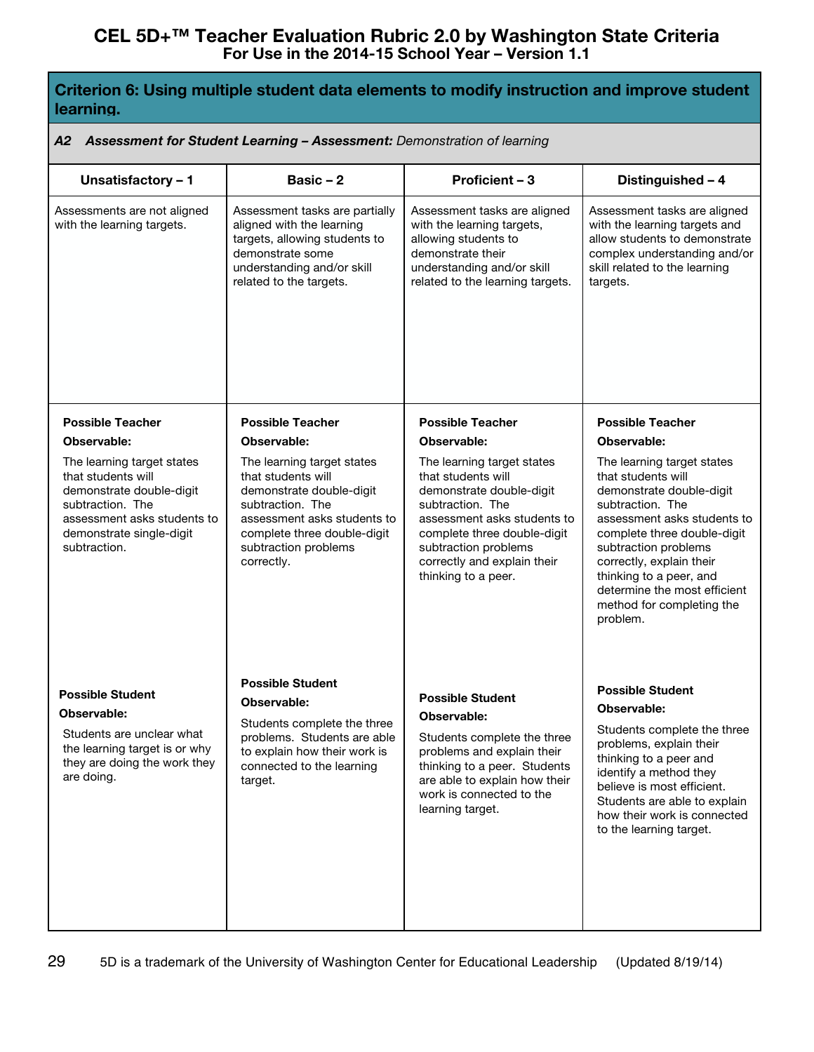# CEL 5D+™ Teacher Evaluation Rubric 2.0 by Washington State Criteria
## For Use in the 2014-15 School Year – Version 1.1

### Criterion 6: Using multiple student data elements to modify instruction and improve student learning.

***A2 Assessment for Student Learning – Assessment:*** *Demonstration of learning*

| Unsatisfactory – 1 | Basic – 2 | Proficient – 3 | Distinguished – 4 |
|---|---|---|---|
| Assessments are not aligned with the learning targets. | Assessment tasks are partially aligned with the learning targets, allowing students to demonstrate some understanding and/or skill related to the targets. | Assessment tasks are aligned with the learning targets, allowing students to demonstrate their understanding and/or skill related to the learning targets. | Assessment tasks are aligned with the learning targets and allow students to demonstrate complex understanding and/or skill related to the learning targets. |
| **Possible Teacher Observable:** The learning target states that students will demonstrate double-digit subtraction. The assessment asks students to demonstrate single-digit subtraction. | **Possible Teacher Observable:** The learning target states that students will demonstrate double-digit subtraction. The assessment asks students to complete three double-digit subtraction problems correctly. | **Possible Teacher Observable:** The learning target states that students will demonstrate double-digit subtraction. The assessment asks students to complete three double-digit subtraction problems correctly and explain their thinking to a peer. | **Possible Teacher Observable:** The learning target states that students will demonstrate double-digit subtraction. The assessment asks students to complete three double-digit subtraction problems correctly, explain their thinking to a peer, and determine the most efficient method for completing the problem. |
| **Possible Student Observable:** Students are unclear what the learning target is or why they are doing the work they are doing. | **Possible Student Observable:** Students complete the three problems. Students are able to explain how their work is connected to the learning target. | **Possible Student Observable:** Students complete the three problems and explain their thinking to a peer. Students are able to explain how their work is connected to the learning target. | **Possible Student Observable:** Students complete the three problems, explain their thinking to a peer and identify a method they believe is most efficient. Students are able to explain how their work is connected to the learning target. |

5D is a trademark of the University of Washington Center for Educational Leadership (Updated 8/19/14)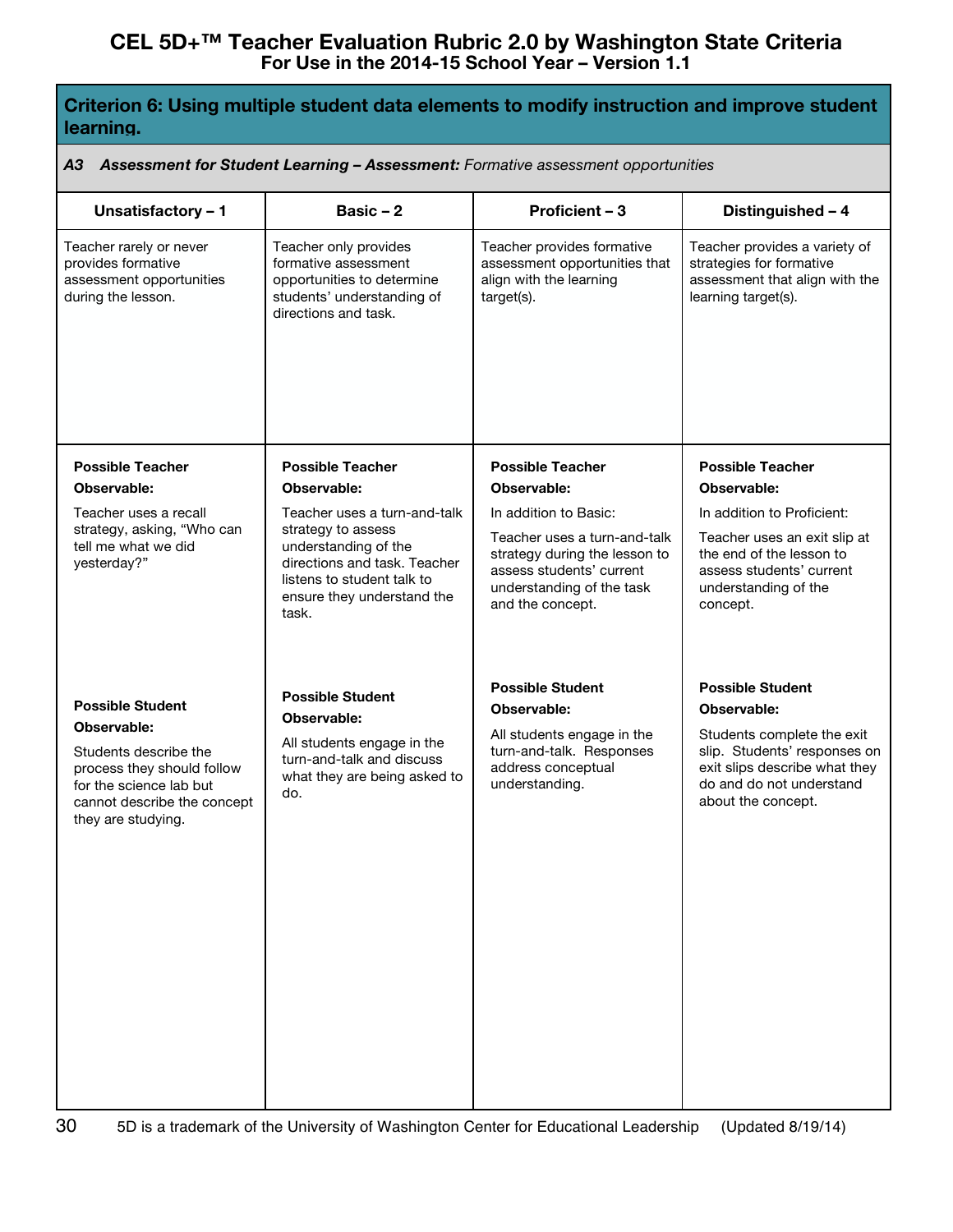# CEL 5D+™ Teacher Evaluation Rubric 2.0 by Washington State Criteria
## For Use in the 2014-15 School Year – Version 1.1

### Criterion 6: Using multiple student data elements to modify instruction and improve student learning.

***A3 Assessment for Student Learning – Assessment:*** *Formative assessment opportunities*

| Unsatisfactory – 1 | Basic – 2 | Proficient – 3 | Distinguished – 4 |
|---|---|---|---|
| Teacher rarely or never provides formative assessment opportunities during the lesson. | Teacher only provides formative assessment opportunities to determine students' understanding of directions and task. | Teacher provides formative assessment opportunities that align with the learning target(s). | Teacher provides a variety of strategies for formative assessment that align with the learning target(s). |
| **Possible Teacher Observable:**<br><br>Teacher uses a recall strategy, asking, "Who can tell me what we did yesterday?"<br><br>**Possible Student Observable:**<br><br>Students describe the process they should follow for the science lab but cannot describe the concept they are studying. | **Possible Teacher Observable:**<br><br>Teacher uses a turn-and-talk strategy to assess understanding of the directions and task. Teacher listens to student talk to ensure they understand the task.<br><br>**Possible Student Observable:**<br><br>All students engage in the turn-and-talk and discuss what they are being asked to do. | **Possible Teacher Observable:**<br><br>In addition to Basic:<br><br>Teacher uses a turn-and-talk strategy during the lesson to assess students' current understanding of the task and the concept.<br><br>**Possible Student Observable:**<br><br>All students engage in the turn-and-talk. Responses address conceptual understanding. | **Possible Teacher Observable:**<br><br>In addition to Proficient:<br><br>Teacher uses an exit slip at the end of the lesson to assess students' current understanding of the concept.<br><br>**Possible Student Observable:**<br><br>Students complete the exit slip. Students' responses on exit slips describe what they do and do not understand about the concept. |

5D is a trademark of the University of Washington Center for Educational Leadership (Updated 8/19/14)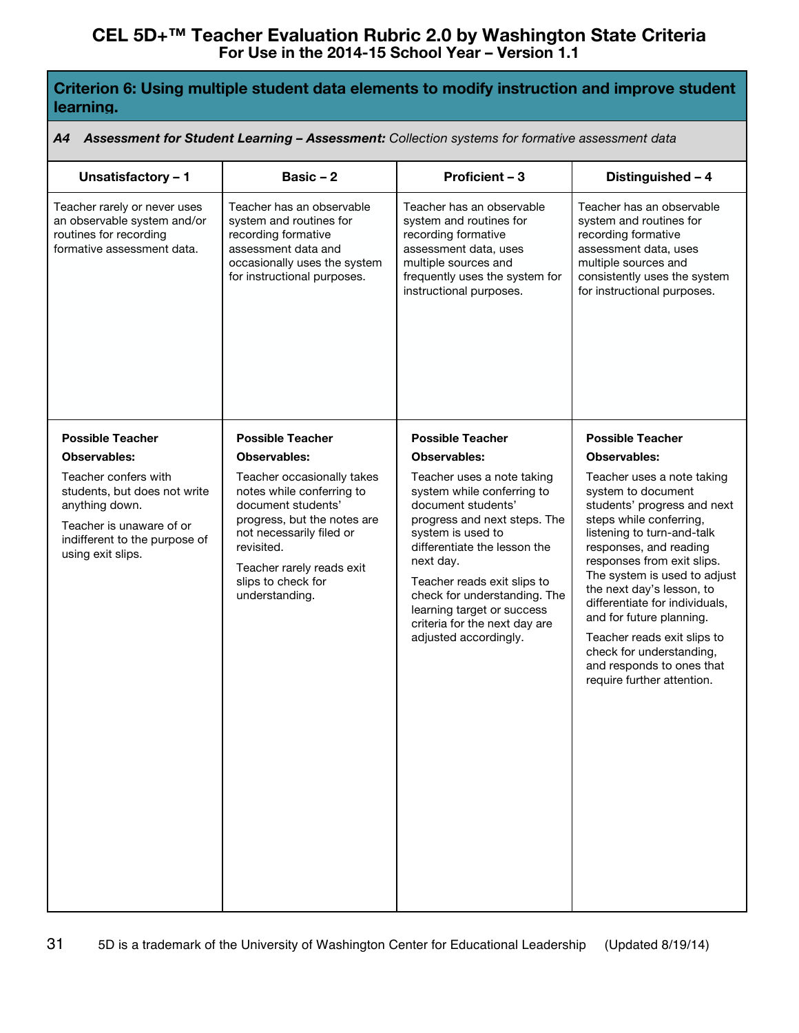# CEL 5D+™ Teacher Evaluation Rubric 2.0 by Washington State Criteria
**For Use in the 2014-15 School Year – Version 1.1**

## Criterion 6: Using multiple student data elements to modify instruction and improve student learning.

***A4 Assessment for Student Learning – Assessment:*** *Collection systems for formative assessment data*

| Unsatisfactory – 1 | Basic – 2 | Proficient – 3 | Distinguished – 4 |
|---|---|---|---|
| Teacher rarely or never uses an observable system and/or routines for recording formative assessment data. | Teacher has an observable system and routines for recording formative assessment data and occasionally uses the system for instructional purposes. | Teacher has an observable system and routines for recording formative assessment data, uses multiple sources and frequently uses the system for instructional purposes. | Teacher has an observable system and routines for recording formative assessment data, uses multiple sources and consistently uses the system for instructional purposes. |
| **Possible Teacher Observables:** Teacher confers with students, but does not write anything down. Teacher is unaware of or indifferent to the purpose of using exit slips. | **Possible Teacher Observables:** Teacher occasionally takes notes while conferring to document students' progress, but the notes are not necessarily filed or revisited. Teacher rarely reads exit slips to check for understanding. | **Possible Teacher Observables:** Teacher uses a note taking system while conferring to document students' progress and next steps. The system is used to differentiate the lesson the next day. Teacher reads exit slips to check for understanding. The learning target or success criteria for the next day are adjusted accordingly. | **Possible Teacher Observables:** Teacher uses a note taking system to document students' progress and next steps while conferring, listening to turn-and-talk responses, and reading responses from exit slips. The system is used to adjust the next day's lesson, to differentiate for individuals, and for future planning. Teacher reads exit slips to check for understanding, and responds to ones that require further attention. |

5D is a trademark of the University of Washington Center for Educational Leadership (Updated 8/19/14)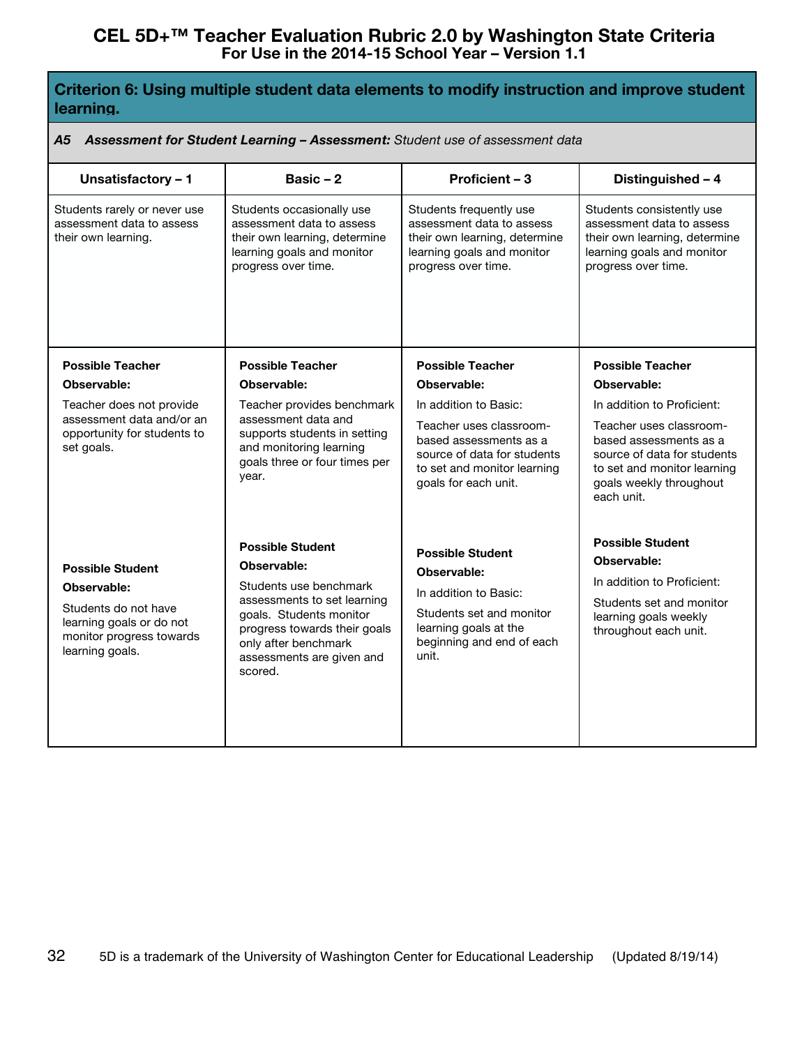# CEL 5D+™ Teacher Evaluation Rubric 2.0 by Washington State Criteria
## For Use in the 2014-15 School Year – Version 1.1

**Criterion 6: Using multiple student data elements to modify instruction and improve student learning.**

***A5 Assessment for Student Learning – Assessment:*** *Student use of assessment data*

| Unsatisfactory – 1 | Basic – 2 | Proficient – 3 | Distinguished – 4 |
|---|---|---|---|
| Students rarely or never use assessment data to assess their own learning. | Students occasionally use assessment data to assess their own learning, determine learning goals and monitor progress over time. | Students frequently use assessment data to assess their own learning, determine learning goals and monitor progress over time. | Students consistently use assessment data to assess their own learning, determine learning goals and monitor progress over time. |
| **Possible Teacher Observable:** Teacher does not provide assessment data and/or an opportunity for students to set goals. | **Possible Teacher Observable:** Teacher provides benchmark assessment data and supports students in setting and monitoring learning goals three or four times per year. | **Possible Teacher Observable:** In addition to Basic: Teacher uses classroom-based assessments as a source of data for students to set and monitor learning goals for each unit. | **Possible Teacher Observable:** In addition to Proficient: Teacher uses classroom-based assessments as a source of data for students to set and monitor learning goals weekly throughout each unit. |
| **Possible Student Observable:** Students do not have learning goals or do not monitor progress towards learning goals. | **Possible Student Observable:** Students use benchmark assessments to set learning goals. Students monitor progress towards their goals only after benchmark assessments are given and scored. | **Possible Student Observable:** In addition to Basic: Students set and monitor learning goals at the beginning and end of each unit. | **Possible Student Observable:** In addition to Proficient: Students set and monitor learning goals weekly throughout each unit. |

5D is a trademark of the University of Washington Center for Educational Leadership (Updated 8/19/14)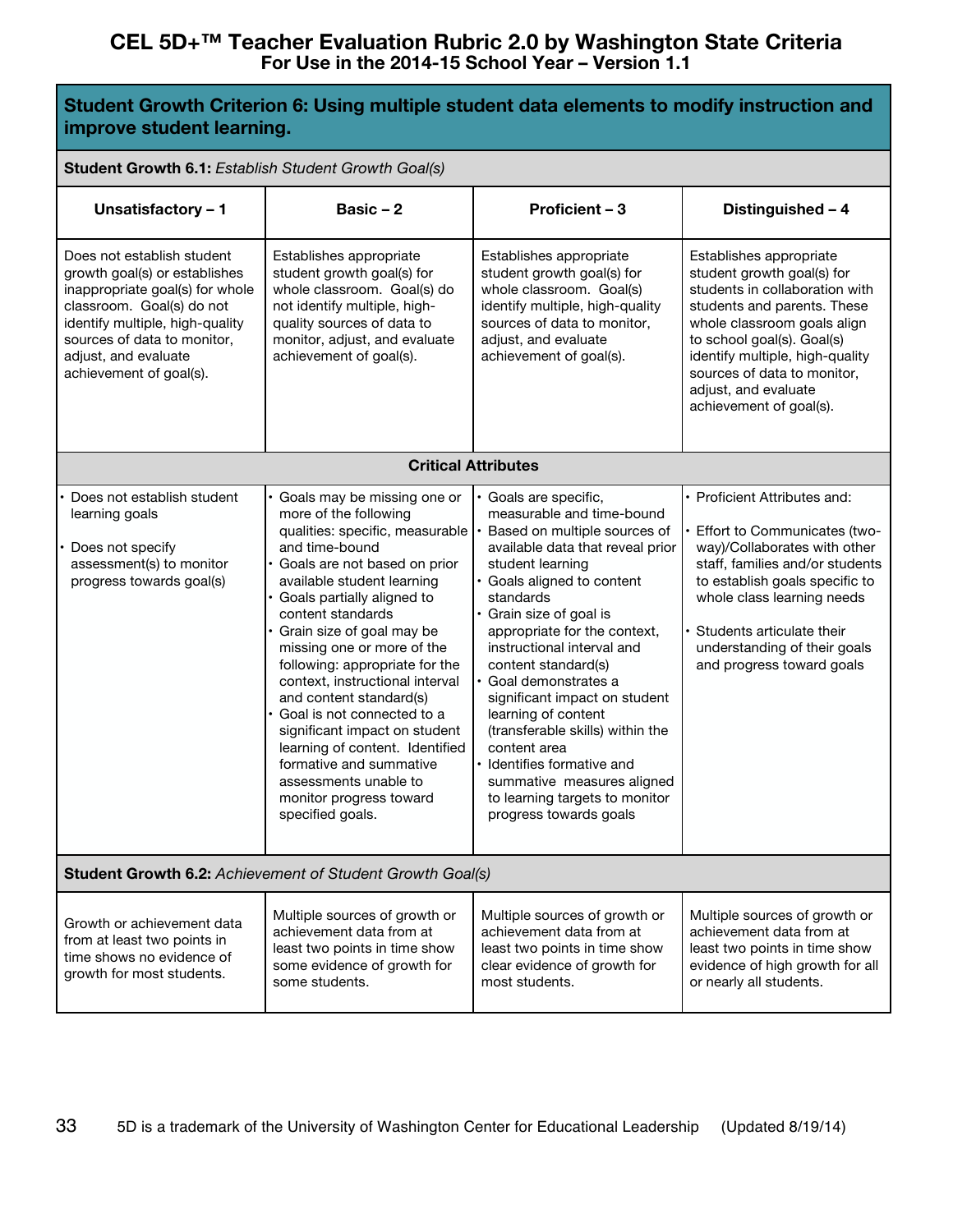# CEL 5D+™ Teacher Evaluation Rubric 2.0 by Washington State Criteria

## For Use in the 2014-15 School Year – Version 1.1

## Student Growth Criterion 6: Using multiple student data elements to modify instruction and improve student learning.

| **Student Growth 6.1:** *Establish Student Growth Goal(s)* | | | |
|---|---|---|---|
| **Unsatisfactory – 1** | **Basic – 2** | **Proficient – 3** | **Distinguished – 4** |
| Does not establish student growth goal(s) or establishes inappropriate goal(s) for whole classroom. Goal(s) do not identify multiple, high-quality sources of data to monitor, adjust, and evaluate achievement of goal(s). | Establishes appropriate student growth goal(s) for whole classroom. Goal(s) do not identify multiple, high-quality sources of data to monitor, adjust, and evaluate achievement of goal(s). | Establishes appropriate student growth goal(s) for whole classroom. Goal(s) identify multiple, high-quality sources of data to monitor, adjust, and evaluate achievement of goal(s). | Establishes appropriate student growth goal(s) for students in collaboration with students and parents. These whole classroom goals align to school goal(s). Goal(s) identify multiple, high-quality sources of data to monitor, adjust, and evaluate achievement of goal(s). |
| **Critical Attributes** | | | |
| • Does not establish student learning goals<br>• Does not specify assessment(s) to monitor progress towards goal(s) | • Goals may be missing one or more of the following qualities: specific, measurable and time-bound<br>• Goals are not based on prior available student learning<br>• Goals partially aligned to content standards<br>• Grain size of goal may be missing one or more of the following: appropriate for the context, instructional interval and content standard(s)<br>• Goal is not connected to a significant impact on student learning of content. Identified formative and summative assessments unable to monitor progress toward specified goals. | • Goals are specific, measurable and time-bound<br>• Based on multiple sources of available data that reveal prior student learning<br>• Goals aligned to content standards<br>• Grain size of goal is appropriate for the context, instructional interval and content standard(s)<br>• Goal demonstrates a significant impact on student learning of content (transferable skills) within the content area<br>• Identifies formative and summative measures aligned to learning targets to monitor progress towards goals | • Proficient Attributes and:<br>• Effort to Communicates (two-way)/Collaborates with other staff, families and/or students to establish goals specific to whole class learning needs<br>• Students articulate their understanding of their goals and progress toward goals |
| **Student Growth 6.2:** *Achievement of Student Growth Goal(s)* | | | |
| Growth or achievement data from at least two points in time shows no evidence of growth for most students. | Multiple sources of growth or achievement data from at least two points in time show some evidence of growth for some students. | Multiple sources of growth or achievement data from at least two points in time show clear evidence of growth for most students. | Multiple sources of growth or achievement data from at least two points in time show evidence of high growth for all or nearly all students. |

5D is a trademark of the University of Washington Center for Educational Leadership (Updated 8/19/14)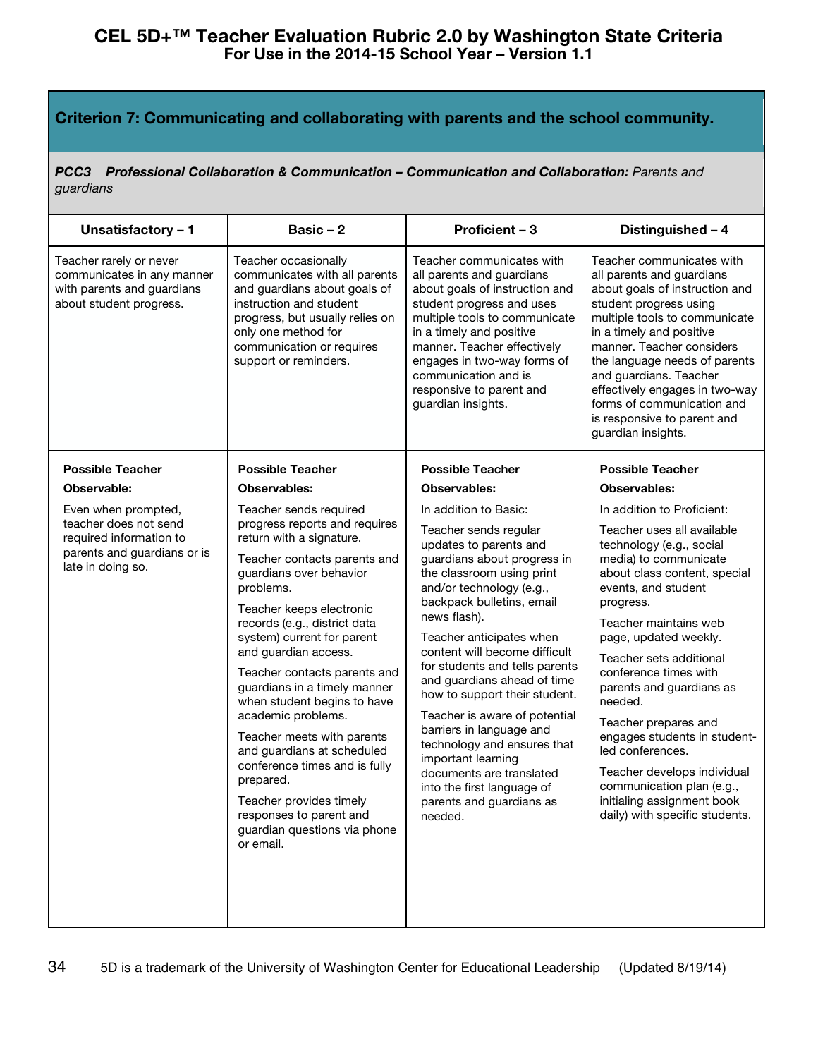# CEL 5D+™ Teacher Evaluation Rubric 2.0 by Washington State Criteria
## For Use in the 2014-15 School Year – Version 1.1

### Criterion 7: Communicating and collaborating with parents and the school community.

***PCC3 Professional Collaboration & Communication – Communication and Collaboration:*** *Parents and guardians*

| Unsatisfactory – 1 | Basic – 2 | Proficient – 3 | Distinguished – 4 |
|---|---|---|---|
| Teacher rarely or never communicates in any manner with parents and guardians about student progress. | Teacher occasionally communicates with all parents and guardians about goals of instruction and student progress, but usually relies on only one method for communication or requires support or reminders. | Teacher communicates with all parents and guardians about goals of instruction and student progress and uses multiple tools to communicate in a timely and positive manner. Teacher effectively engages in two-way forms of communication and is responsive to parent and guardian insights. | Teacher communicates with all parents and guardians about goals of instruction and student progress using multiple tools to communicate in a timely and positive manner. Teacher considers the language needs of parents and guardians. Teacher effectively engages in two-way forms of communication and is responsive to parent and guardian insights. |
| **Possible Teacher Observable:**<br><br>Even when prompted, teacher does not send required information to parents and guardians or is late in doing so. | **Possible Teacher Observables:**<br><br>Teacher sends required progress reports and requires return with a signature.<br><br>Teacher contacts parents and guardians over behavior problems.<br><br>Teacher keeps electronic records (e.g., district data system) current for parent and guardian access.<br><br>Teacher contacts parents and guardians in a timely manner when student begins to have academic problems.<br><br>Teacher meets with parents and guardians at scheduled conference times and is fully prepared.<br><br>Teacher provides timely responses to parent and guardian questions via phone or email. | **Possible Teacher Observables:**<br><br>In addition to Basic:<br><br>Teacher sends regular updates to parents and guardians about progress in the classroom using print and/or technology (e.g., backpack bulletins, email news flash).<br><br>Teacher anticipates when content will become difficult for students and tells parents and guardians ahead of time how to support their student.<br><br>Teacher is aware of potential barriers in language and technology and ensures that important learning documents are translated into the first language of parents and guardians as needed. | **Possible Teacher Observables:**<br><br>In addition to Proficient:<br><br>Teacher uses all available technology (e.g., social media) to communicate about class content, special events, and student progress.<br><br>Teacher maintains web page, updated weekly.<br><br>Teacher sets additional conference times with parents and guardians as needed.<br><br>Teacher prepares and engages students in student-led conferences.<br><br>Teacher develops individual communication plan (e.g., initialing assignment book daily) with specific students. |

5D is a trademark of the University of Washington Center for Educational Leadership (Updated 8/19/14)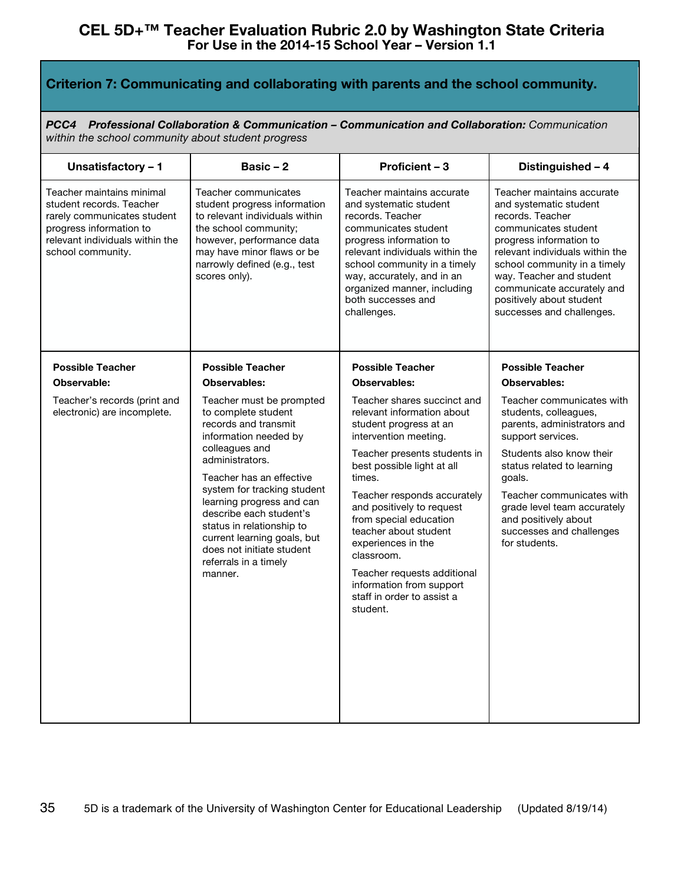# CEL 5D+™ Teacher Evaluation Rubric 2.0 by Washington State Criteria
## For Use in the 2014-15 School Year – Version 1.1

## Criterion 7: Communicating and collaborating with parents and the school community.

***PCC4 Professional Collaboration & Communication – Communication and Collaboration:*** *Communication within the school community about student progress*

| Unsatisfactory – 1 | Basic – 2 | Proficient – 3 | Distinguished – 4 |
|---|---|---|---|
| Teacher maintains minimal student records. Teacher rarely communicates student progress information to relevant individuals within the school community. | Teacher communicates student progress information to relevant individuals within the school community; however, performance data may have minor flaws or be narrowly defined (e.g., test scores only). | Teacher maintains accurate and systematic student records. Teacher communicates student progress information to relevant individuals within the school community in a timely way, accurately, and in an organized manner, including both successes and challenges. | Teacher maintains accurate and systematic student records. Teacher communicates student progress information to relevant individuals within the school community in a timely way. Teacher and student communicate accurately and positively about student successes and challenges. |
| **Possible Teacher Observable:**<br><br>Teacher's records (print and electronic) are incomplete. | **Possible Teacher Observables:**<br><br>Teacher must be prompted to complete student records and transmit information needed by colleagues and administrators.<br><br>Teacher has an effective system for tracking student learning progress and can describe each student's status in relationship to current learning goals, but does not initiate student referrals in a timely manner. | **Possible Teacher Observables:**<br><br>Teacher shares succinct and relevant information about student progress at an intervention meeting.<br><br>Teacher presents students in best possible light at all times.<br><br>Teacher responds accurately and positively to request from special education teacher about student experiences in the classroom.<br><br>Teacher requests additional information from support staff in order to assist a student. | **Possible Teacher Observables:**<br><br>Teacher communicates with students, colleagues, parents, administrators and support services.<br><br>Students also know their status related to learning goals.<br><br>Teacher communicates with grade level team accurately and positively about successes and challenges for students. |

5D is a trademark of the University of Washington Center for Educational Leadership (Updated 8/19/14)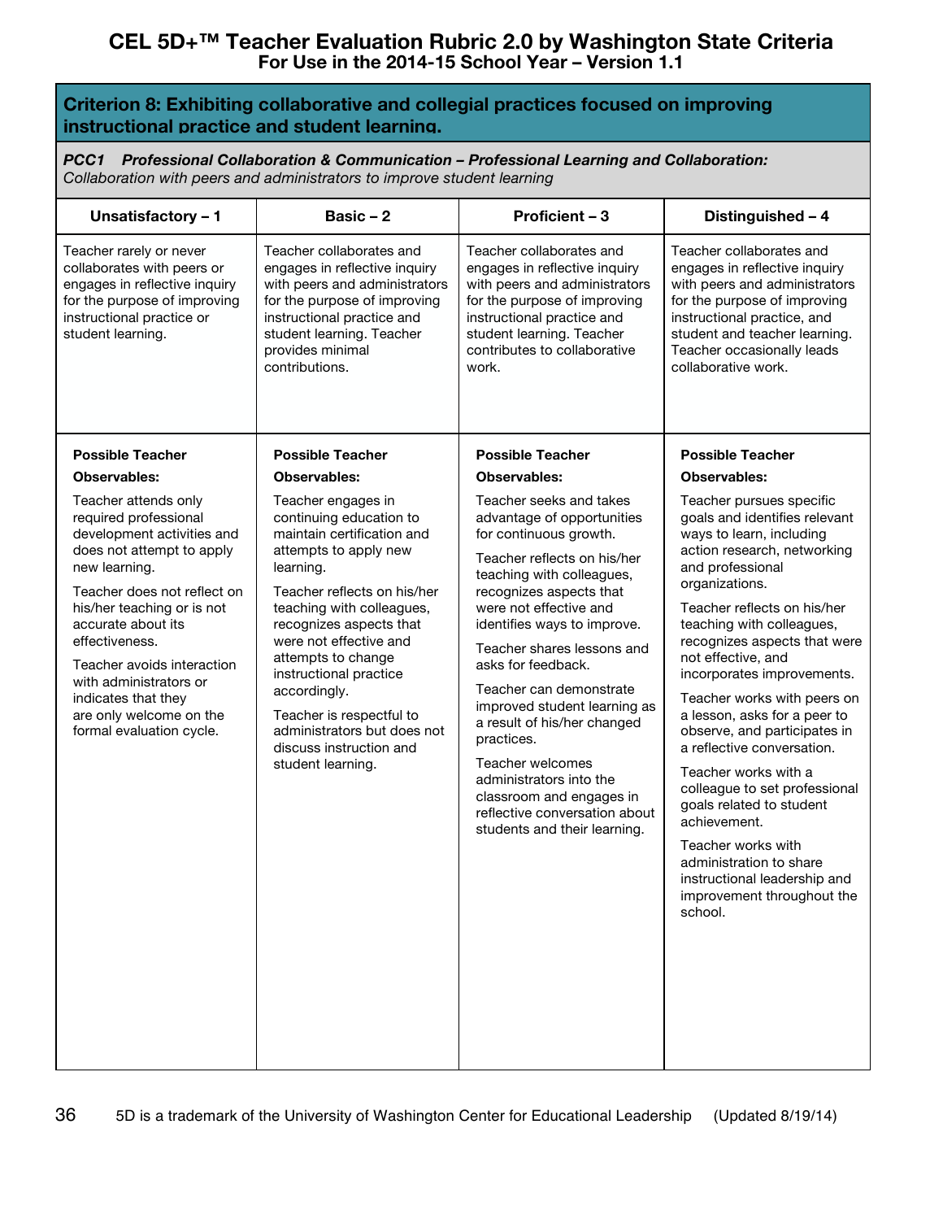# CEL 5D+™ Teacher Evaluation Rubric 2.0 by Washington State Criteria
## For Use in the 2014-15 School Year – Version 1.1

### Criterion 8: Exhibiting collaborative and collegial practices focused on improving instructional practice and student learning.

***PCC1 Professional Collaboration & Communication – Professional Learning and Collaboration:***
*Collaboration with peers and administrators to improve student learning*

| Unsatisfactory – 1 | Basic – 2 | Proficient – 3 | Distinguished – 4 |
|---|---|---|---|
| Teacher rarely or never collaborates with peers or engages in reflective inquiry for the purpose of improving instructional practice or student learning. | Teacher collaborates and engages in reflective inquiry with peers and administrators for the purpose of improving instructional practice and student learning. Teacher provides minimal contributions. | Teacher collaborates and engages in reflective inquiry with peers and administrators for the purpose of improving instructional practice and student learning. Teacher contributes to collaborative work. | Teacher collaborates and engages in reflective inquiry with peers and administrators for the purpose of improving instructional practice, and student and teacher learning. Teacher occasionally leads collaborative work. |
| **Possible Teacher Observables:**<br><br>Teacher attends only required professional development activities and does not attempt to apply new learning.<br><br>Teacher does not reflect on his/her teaching or is not accurate about its effectiveness.<br><br>Teacher avoids interaction with administrators or indicates that they are only welcome on the formal evaluation cycle. | **Possible Teacher Observables:**<br><br>Teacher engages in continuing education to maintain certification and attempts to apply new learning.<br><br>Teacher reflects on his/her teaching with colleagues, recognizes aspects that were not effective and attempts to change instructional practice accordingly.<br><br>Teacher is respectful to administrators but does not discuss instruction and student learning. | **Possible Teacher Observables:**<br><br>Teacher seeks and takes advantage of opportunities for continuous growth.<br><br>Teacher reflects on his/her teaching with colleagues, recognizes aspects that were not effective and identifies ways to improve.<br><br>Teacher shares lessons and asks for feedback.<br><br>Teacher can demonstrate improved student learning as a result of his/her changed practices.<br><br>Teacher welcomes administrators into the classroom and engages in reflective conversation about students and their learning. | **Possible Teacher Observables:**<br><br>Teacher pursues specific goals and identifies relevant ways to learn, including action research, networking and professional organizations.<br><br>Teacher reflects on his/her teaching with colleagues, recognizes aspects that were not effective, and incorporates improvements.<br><br>Teacher works with peers on a lesson, asks for a peer to observe, and participates in a reflective conversation.<br><br>Teacher works with a colleague to set professional goals related to student achievement.<br><br>Teacher works with administration to share instructional leadership and improvement throughout the school. |

5D is a trademark of the University of Washington Center for Educational Leadership (Updated 8/19/14)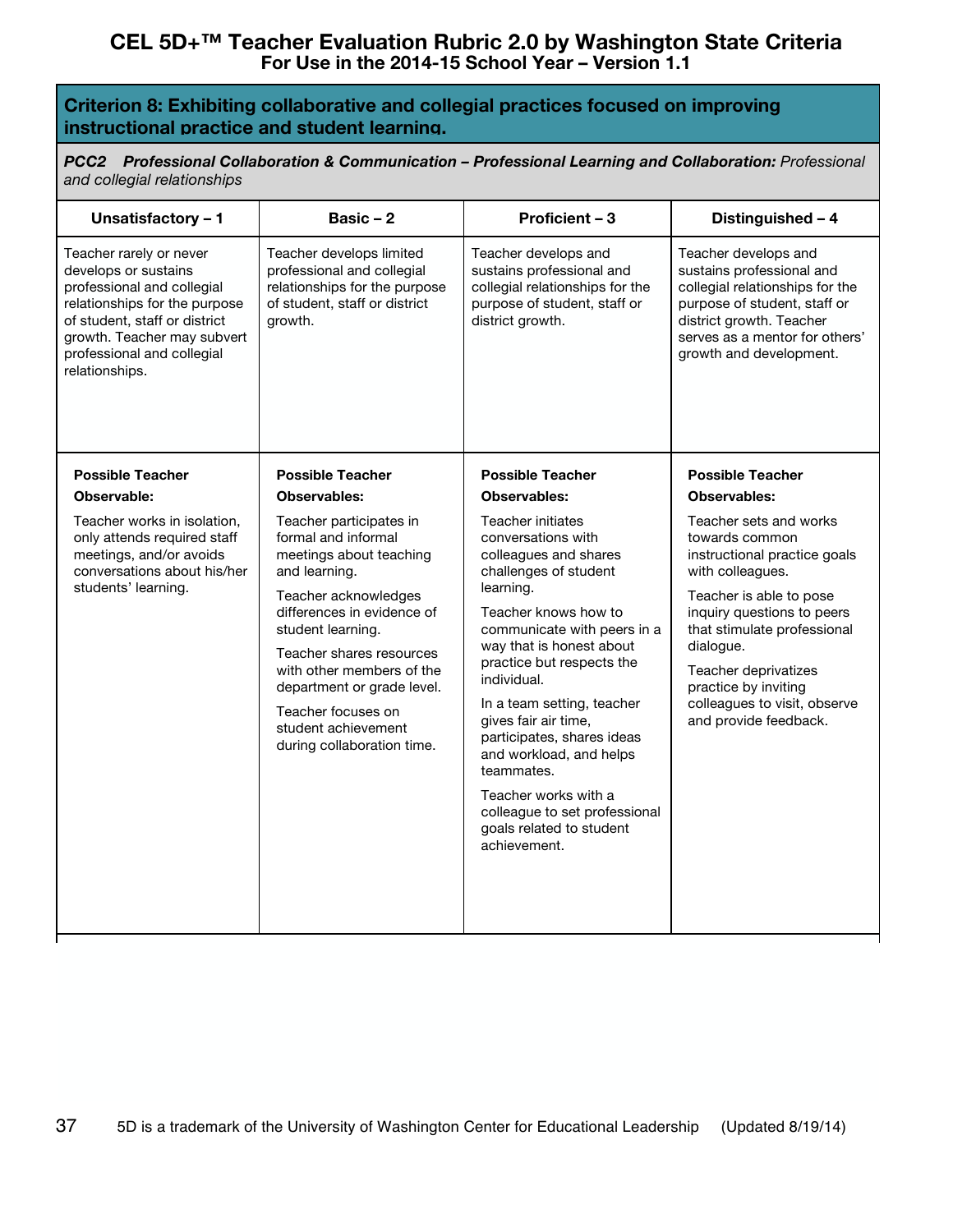# CEL 5D+™ Teacher Evaluation Rubric 2.0 by Washington State Criteria
## For Use in the 2014-15 School Year – Version 1.1

### Criterion 8: Exhibiting collaborative and collegial practices focused on improving instructional practice and student learning.

***PCC2 Professional Collaboration & Communication – Professional Learning and Collaboration:*** *Professional and collegial relationships*

| Unsatisfactory – 1 | Basic – 2 | Proficient – 3 | Distinguished – 4 |
|---|---|---|---|
| Teacher rarely or never develops or sustains professional and collegial relationships for the purpose of student, staff or district growth. Teacher may subvert professional and collegial relationships. | Teacher develops limited professional and collegial relationships for the purpose of student, staff or district growth. | Teacher develops and sustains professional and collegial relationships for the purpose of student, staff or district growth. | Teacher develops and sustains professional and collegial relationships for the purpose of student, staff or district growth. Teacher serves as a mentor for others' growth and development. |
| **Possible Teacher Observable:**<br><br>Teacher works in isolation, only attends required staff meetings, and/or avoids conversations about his/her students' learning. | **Possible Teacher Observables:**<br><br>Teacher participates in formal and informal meetings about teaching and learning.<br><br>Teacher acknowledges differences in evidence of student learning.<br><br>Teacher shares resources with other members of the department or grade level.<br><br>Teacher focuses on student achievement during collaboration time. | **Possible Teacher Observables:**<br><br>Teacher initiates conversations with colleagues and shares challenges of student learning.<br><br>Teacher knows how to communicate with peers in a way that is honest about practice but respects the individual.<br><br>In a team setting, teacher gives fair air time, participates, shares ideas and workload, and helps teammates.<br><br>Teacher works with a colleague to set professional goals related to student achievement. | **Possible Teacher Observables:**<br><br>Teacher sets and works towards common instructional practice goals with colleagues.<br><br>Teacher is able to pose inquiry questions to peers that stimulate professional dialogue.<br><br>Teacher deprivatizes practice by inviting colleagues to visit, observe and provide feedback. |

5D is a trademark of the University of Washington Center for Educational Leadership (Updated 8/19/14)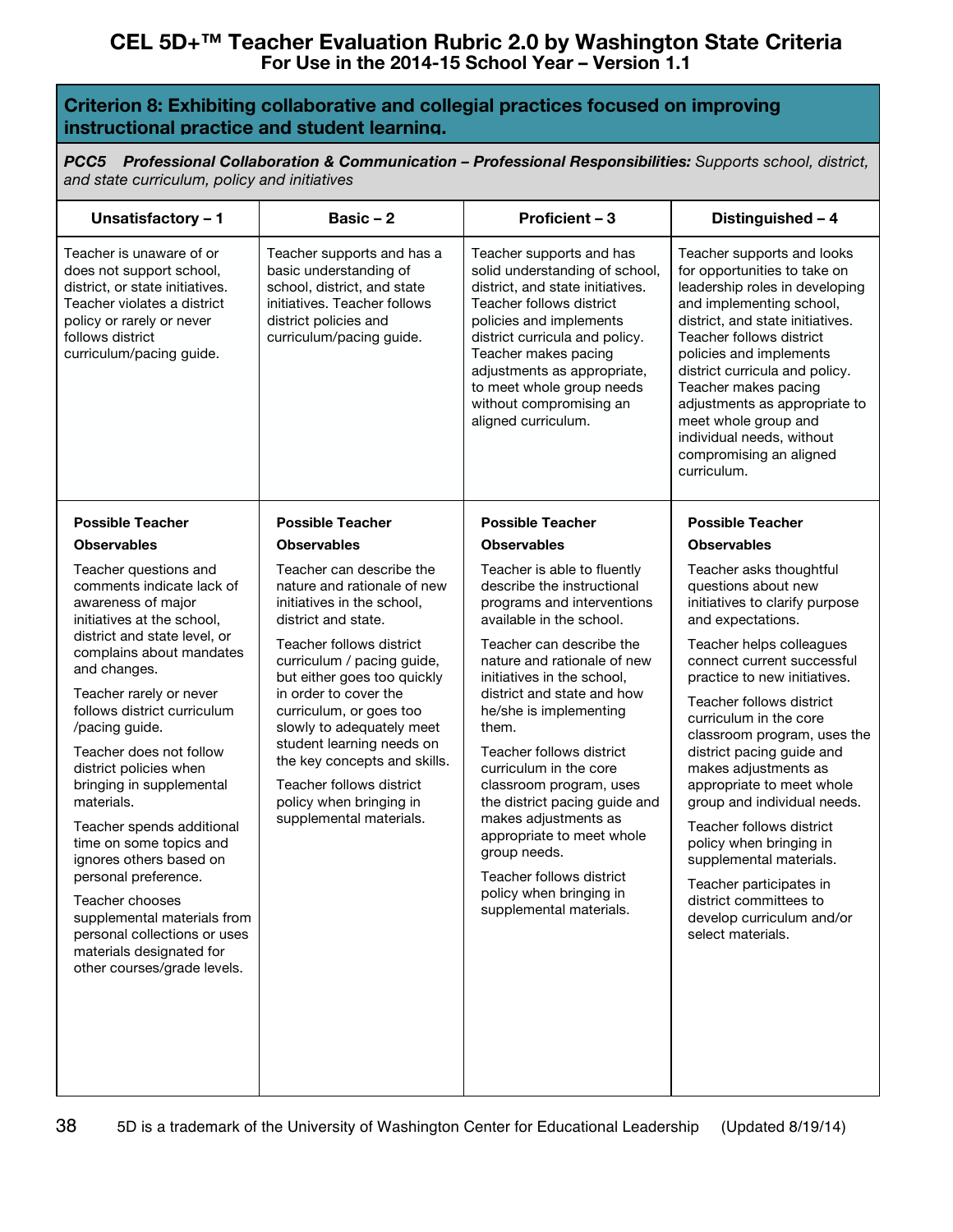# CEL 5D+™ Teacher Evaluation Rubric 2.0 by Washington State Criteria
## For Use in the 2014-15 School Year – Version 1.1

### Criterion 8: Exhibiting collaborative and collegial practices focused on improving instructional practice and student learning.

***PCC5 Professional Collaboration & Communication – Professional Responsibilities:** Supports school, district, and state curriculum, policy and initiatives*

| Unsatisfactory – 1 | Basic – 2 | Proficient – 3 | Distinguished – 4 |
|---|---|---|---|
| Teacher is unaware of or does not support school, district, or state initiatives. Teacher violates a district policy or rarely or never follows district curriculum/pacing guide. | Teacher supports and has a basic understanding of school, district, and state initiatives. Teacher follows district policies and curriculum/pacing guide. | Teacher supports and has solid understanding of school, district, and state initiatives. Teacher follows district policies and implements district curricula and policy. Teacher makes pacing adjustments as appropriate, to meet whole group needs without compromising an aligned curriculum. | Teacher supports and looks for opportunities to take on leadership roles in developing and implementing school, district, and state initiatives. Teacher follows district policies and implements district curricula and policy. Teacher makes pacing adjustments as appropriate to meet whole group and individual needs, without compromising an aligned curriculum. |
| **Possible Teacher Observables**<br><br>Teacher questions and comments indicate lack of awareness of major initiatives at the school, district and state level, or complains about mandates and changes.<br><br>Teacher rarely or never follows district curriculum /pacing guide.<br><br>Teacher does not follow district policies when bringing in supplemental materials.<br><br>Teacher spends additional time on some topics and ignores others based on personal preference.<br><br>Teacher chooses supplemental materials from personal collections or uses materials designated for other courses/grade levels. | **Possible Teacher Observables**<br><br>Teacher can describe the nature and rationale of new initiatives in the school, district and state.<br><br>Teacher follows district curriculum / pacing guide, but either goes too quickly in order to cover the curriculum, or goes too slowly to adequately meet student learning needs on the key concepts and skills.<br><br>Teacher follows district policy when bringing in supplemental materials. | **Possible Teacher Observables**<br><br>Teacher is able to fluently describe the instructional programs and interventions available in the school.<br><br>Teacher can describe the nature and rationale of new initiatives in the school, district and state and how he/she is implementing them.<br><br>Teacher follows district curriculum in the core classroom program, uses the district pacing guide and makes adjustments as appropriate to meet whole group needs.<br><br>Teacher follows district policy when bringing in supplemental materials. | **Possible Teacher Observables**<br><br>Teacher asks thoughtful questions about new initiatives to clarify purpose and expectations.<br><br>Teacher helps colleagues connect current successful practice to new initiatives.<br><br>Teacher follows district curriculum in the core classroom program, uses the district pacing guide and makes adjustments as appropriate to meet whole group and individual needs.<br><br>Teacher follows district policy when bringing in supplemental materials.<br><br>Teacher participates in district committees to develop curriculum and/or select materials. |

5D is a trademark of the University of Washington Center for Educational Leadership (Updated 8/19/14)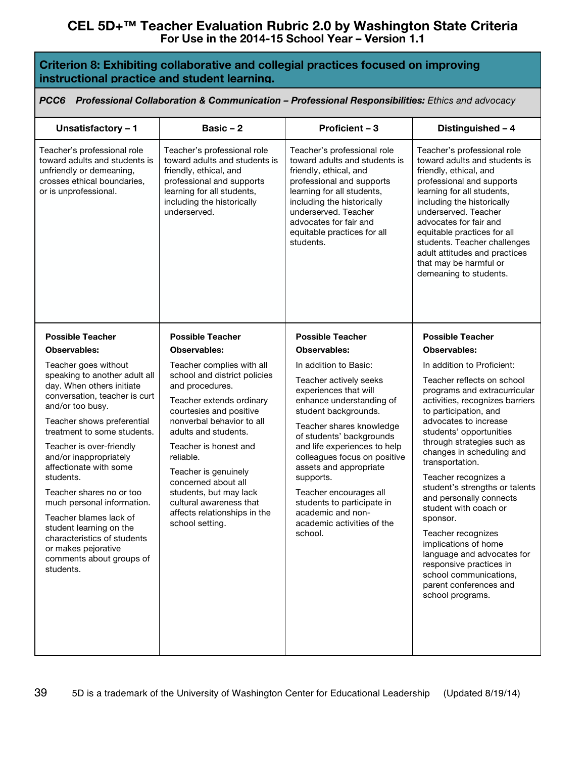# CEL 5D+™ Teacher Evaluation Rubric 2.0 by Washington State Criteria
## For Use in the 2014-15 School Year – Version 1.1

### Criterion 8: Exhibiting collaborative and collegial practices focused on improving instructional practice and student learning.

***PCC6 Professional Collaboration & Communication – Professional Responsibilities:*** *Ethics and advocacy*

| Unsatisfactory – 1 | Basic – 2 | Proficient – 3 | Distinguished – 4 |
|---|---|---|---|
| Teacher's professional role toward adults and students is unfriendly or demeaning, crosses ethical boundaries, or is unprofessional. | Teacher's professional role toward adults and students is friendly, ethical, and professional and supports learning for all students, including the historically underserved. | Teacher's professional role toward adults and students is friendly, ethical, and professional and supports learning for all students, including the historically underserved. Teacher advocates for fair and equitable practices for all students. | Teacher's professional role toward adults and students is friendly, ethical, and professional and supports learning for all students, including the historically underserved. Teacher advocates for fair and equitable practices for all students. Teacher challenges adult attitudes and practices that may be harmful or demeaning to students. |
| **Possible Teacher Observables:**<br><br>Teacher goes without speaking to another adult all day. When others initiate conversation, teacher is curt and/or too busy.<br><br>Teacher shows preferential treatment to some students.<br><br>Teacher is over-friendly and/or inappropriately affectionate with some students.<br><br>Teacher shares no or too much personal information.<br><br>Teacher blames lack of student learning on the characteristics of students or makes pejorative comments about groups of students. | **Possible Teacher Observables:**<br><br>Teacher complies with all school and district policies and procedures.<br><br>Teacher extends ordinary courtesies and positive nonverbal behavior to all adults and students.<br><br>Teacher is honest and reliable.<br><br>Teacher is genuinely concerned about all students, but may lack cultural awareness that affects relationships in the school setting. | **Possible Teacher Observables:**<br><br>In addition to Basic:<br><br>Teacher actively seeks experiences that will enhance understanding of student backgrounds.<br><br>Teacher shares knowledge of students' backgrounds and life experiences to help colleagues focus on positive assets and appropriate supports.<br><br>Teacher encourages all students to participate in academic and non-academic activities of the school. | **Possible Teacher Observables:**<br><br>In addition to Proficient:<br><br>Teacher reflects on school programs and extracurricular activities, recognizes barriers to participation, and advocates to increase students' opportunities through strategies such as changes in scheduling and transportation.<br><br>Teacher recognizes a student's strengths or talents and personally connects student with coach or sponsor.<br><br>Teacher recognizes implications of home language and advocates for responsive practices in school communications, parent conferences and school programs. |

5D is a trademark of the University of Washington Center for Educational Leadership (Updated 8/19/14)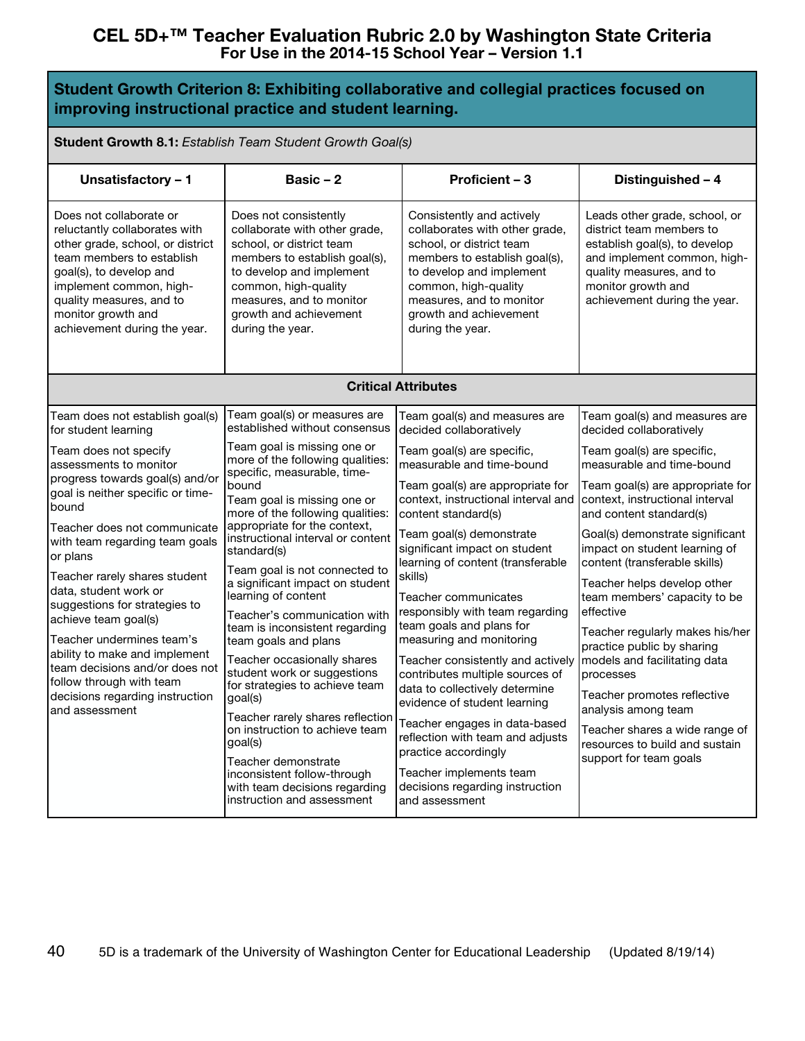# CEL 5D+™ Teacher Evaluation Rubric 2.0 by Washington State Criteria
## For Use in the 2014-15 School Year – Version 1.1

## Student Growth Criterion 8: Exhibiting collaborative and collegial practices focused on improving instructional practice and student learning.

**Student Growth 8.1:** *Establish Team Student Growth Goal(s)*

| Unsatisfactory – 1 | Basic – 2 | Proficient – 3 | Distinguished – 4 |
|---|---|---|---|
| Does not collaborate or reluctantly collaborates with other grade, school, or district team members to establish goal(s), to develop and implement common, high-quality measures, and to monitor growth and achievement during the year. | Does not consistently collaborate with other grade, school, or district team members to establish goal(s), to develop and implement common, high-quality measures, and to monitor growth and achievement during the year. | Consistently and actively collaborates with other grade, school, or district team members to establish goal(s), to develop and implement common, high-quality measures, and to monitor growth and achievement during the year. | Leads other grade, school, or district team members to establish goal(s), to develop and implement common, high-quality measures, and to monitor growth and achievement during the year. |
| **Critical Attributes** | | | |
| Team does not establish goal(s) for student learning<br><br>Team does not specify assessments to monitor progress towards goal(s) and/or goal is neither specific or time-bound<br><br>Teacher does not communicate with team regarding team goals or plans<br><br>Teacher rarely shares student data, student work or suggestions for strategies to achieve team goal(s)<br><br>Teacher undermines team's ability to make and implement team decisions and/or does not follow through with team decisions regarding instruction and assessment | Team goal(s) or measures are established without consensus<br><br>Team goal is missing one or more of the following qualities: specific, measurable, time-bound<br><br>Team goal is missing one or more of the following qualities: appropriate for the context, instructional interval or content standard(s)<br><br>Team goal is not connected to a significant impact on student learning of content<br><br>Teacher's communication with team is inconsistent regarding team goals and plans<br><br>Teacher occasionally shares student work or suggestions for strategies to achieve team goal(s)<br><br>Teacher rarely shares reflection on instruction to achieve team goal(s)<br><br>Teacher demonstrate inconsistent follow-through with team decisions regarding instruction and assessment | Team goal(s) and measures are decided collaboratively<br><br>Team goal(s) are specific, measurable and time-bound<br><br>Team goal(s) are appropriate for context, instructional interval and content standard(s)<br><br>Team goal(s) demonstrate significant impact on student learning of content (transferable skills)<br><br>Teacher communicates responsibly with team regarding team goals and plans for measuring and monitoring<br><br>Teacher consistently and actively contributes multiple sources of data to collectively determine evidence of student learning<br><br>Teacher engages in data-based reflection with team and adjusts practice accordingly<br><br>Teacher implements team decisions regarding instruction and assessment | Team goal(s) and measures are decided collaboratively<br><br>Team goal(s) are specific, measurable and time-bound<br><br>Team goal(s) are appropriate for context, instructional interval and content standard(s)<br><br>Goal(s) demonstrate significant impact on student learning of content (transferable skills)<br><br>Teacher helps develop other team members' capacity to be effective<br><br>Teacher regularly makes his/her practice public by sharing models and facilitating data processes<br><br>Teacher promotes reflective analysis among team<br><br>Teacher shares a wide range of resources to build and sustain support for team goals |

5D is a trademark of the University of Washington Center for Educational Leadership (Updated 8/19/14)